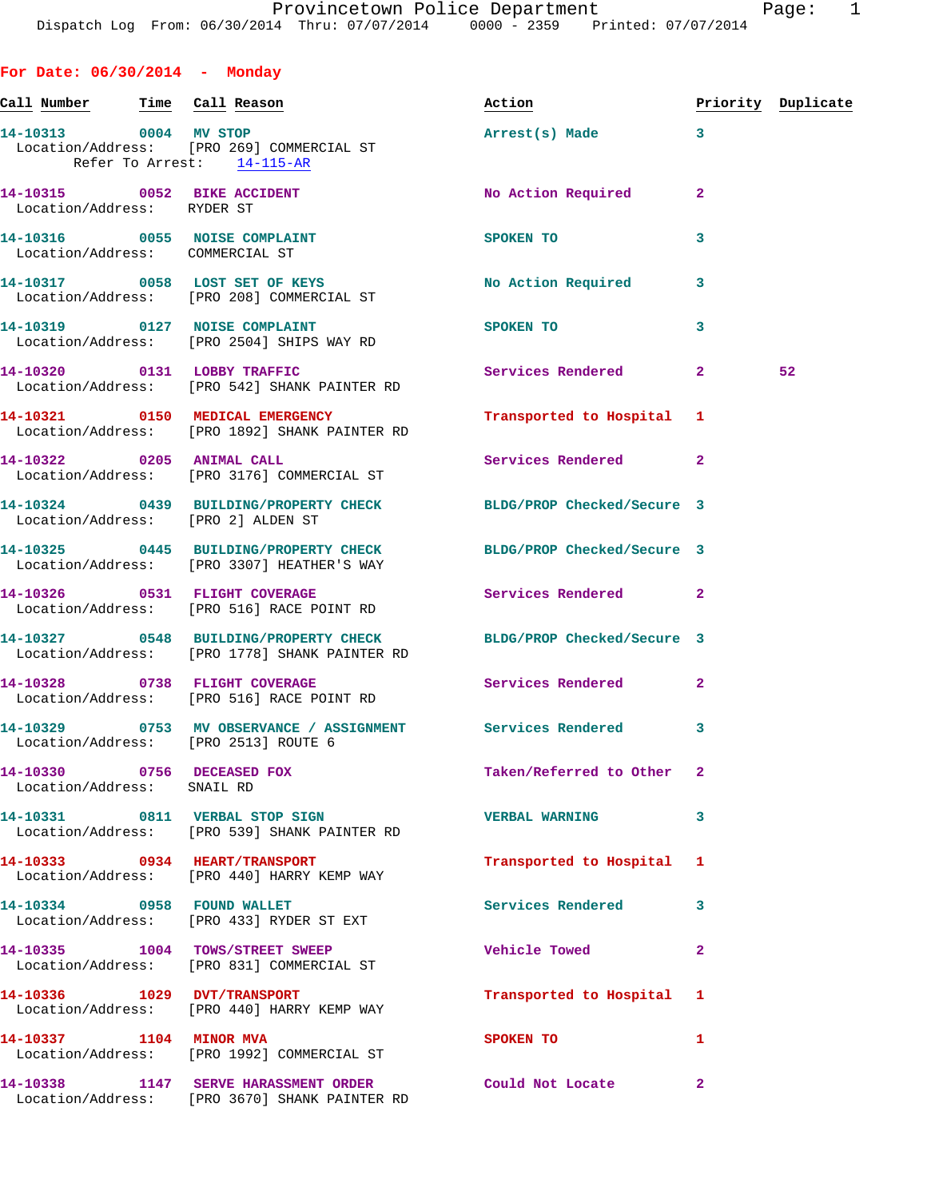Dispatch Log From: 06/30/2014 Thru: 07/07/2014 0000 - 2359 Printed: 07/07/2014

# Provincetown Police Department

## For Date: 06/30/2014 - Monday

| Call Number | Time | Call Reason | Action | Priority | Duplicate |
|---|---|---|---|---|---|
| 14-10313 | 0004 | MV STOP | Arrest(s) Made | 3 | |
| Location/Address: [PRO 269] COMMERCIAL ST<br>Refer To Arrest: 14-115-AR | | | | | |
| 14-10315 | 0052 | BIKE ACCIDENT | No Action Required | 2 | |
| Location/Address: RYDER ST | | | | | |
| 14-10316 | 0055 | NOISE COMPLAINT | SPOKEN TO | 3 | |
| Location/Address: COMMERCIAL ST | | | | | |
| 14-10317 | 0058 | LOST SET OF KEYS | No Action Required | 3 | |
| Location/Address: [PRO 208] COMMERCIAL ST | | | | | |
| 14-10319 | 0127 | NOISE COMPLAINT | SPOKEN TO | 3 | |
| Location/Address: [PRO 2504] SHIPS WAY RD | | | | | |
| 14-10320 | 0131 | LOBBY TRAFFIC | Services Rendered | 2 | 52 |
| Location/Address: [PRO 542] SHANK PAINTER RD | | | | | |
| 14-10321 | 0150 | MEDICAL EMERGENCY | Transported to Hospital | 1 | |
| Location/Address: [PRO 1892] SHANK PAINTER RD | | | | | |
| 14-10322 | 0205 | ANIMAL CALL | Services Rendered | 2 | |
| Location/Address: [PRO 3176] COMMERCIAL ST | | | | | |
| 14-10324 | 0439 | BUILDING/PROPERTY CHECK | BLDG/PROP Checked/Secure | 3 | |
| Location/Address: [PRO 2] ALDEN ST | | | | | |
| 14-10325 | 0445 | BUILDING/PROPERTY CHECK | BLDG/PROP Checked/Secure | 3 | |
| Location/Address: [PRO 3307] HEATHER'S WAY | | | | | |
| 14-10326 | 0531 | FLIGHT COVERAGE | Services Rendered | 2 | |
| Location/Address: [PRO 516] RACE POINT RD | | | | | |
| 14-10327 | 0548 | BUILDING/PROPERTY CHECK | BLDG/PROP Checked/Secure | 3 | |
| Location/Address: [PRO 1778] SHANK PAINTER RD | | | | | |
| 14-10328 | 0738 | FLIGHT COVERAGE | Services Rendered | 2 | |
| Location/Address: [PRO 516] RACE POINT RD | | | | | |
| 14-10329 | 0753 | MV OBSERVANCE / ASSIGNMENT | Services Rendered | 3 | |
| Location/Address: [PRO 2513] ROUTE 6 | | | | | |
| 14-10330 | 0756 | DECEASED FOX | Taken/Referred to Other | 2 | |
| Location/Address: SNAIL RD | | | | | |
| 14-10331 | 0811 | VERBAL STOP SIGN | VERBAL WARNING | 3 | |
| Location/Address: [PRO 539] SHANK PAINTER RD | | | | | |
| 14-10333 | 0934 | HEART/TRANSPORT | Transported to Hospital | 1 | |
| Location/Address: [PRO 440] HARRY KEMP WAY | | | | | |
| 14-10334 | 0958 | FOUND WALLET | Services Rendered | 3 | |
| Location/Address: [PRO 433] RYDER ST EXT | | | | | |
| 14-10335 | 1004 | TOWS/STREET SWEEP | Vehicle Towed | 2 | |
| Location/Address: [PRO 831] COMMERCIAL ST | | | | | |
| 14-10336 | 1029 | DVT/TRANSPORT | Transported to Hospital | 1 | |
| Location/Address: [PRO 440] HARRY KEMP WAY | | | | | |
| 14-10337 | 1104 | MINOR MVA | SPOKEN TO | 1 | |
| Location/Address: [PRO 1992] COMMERCIAL ST | | | | | |
| 14-10338 | 1147 | SERVE HARASSMENT ORDER | Could Not Locate | 2 | |
| Location/Address: [PRO 3670] SHANK PAINTER RD | | | | | |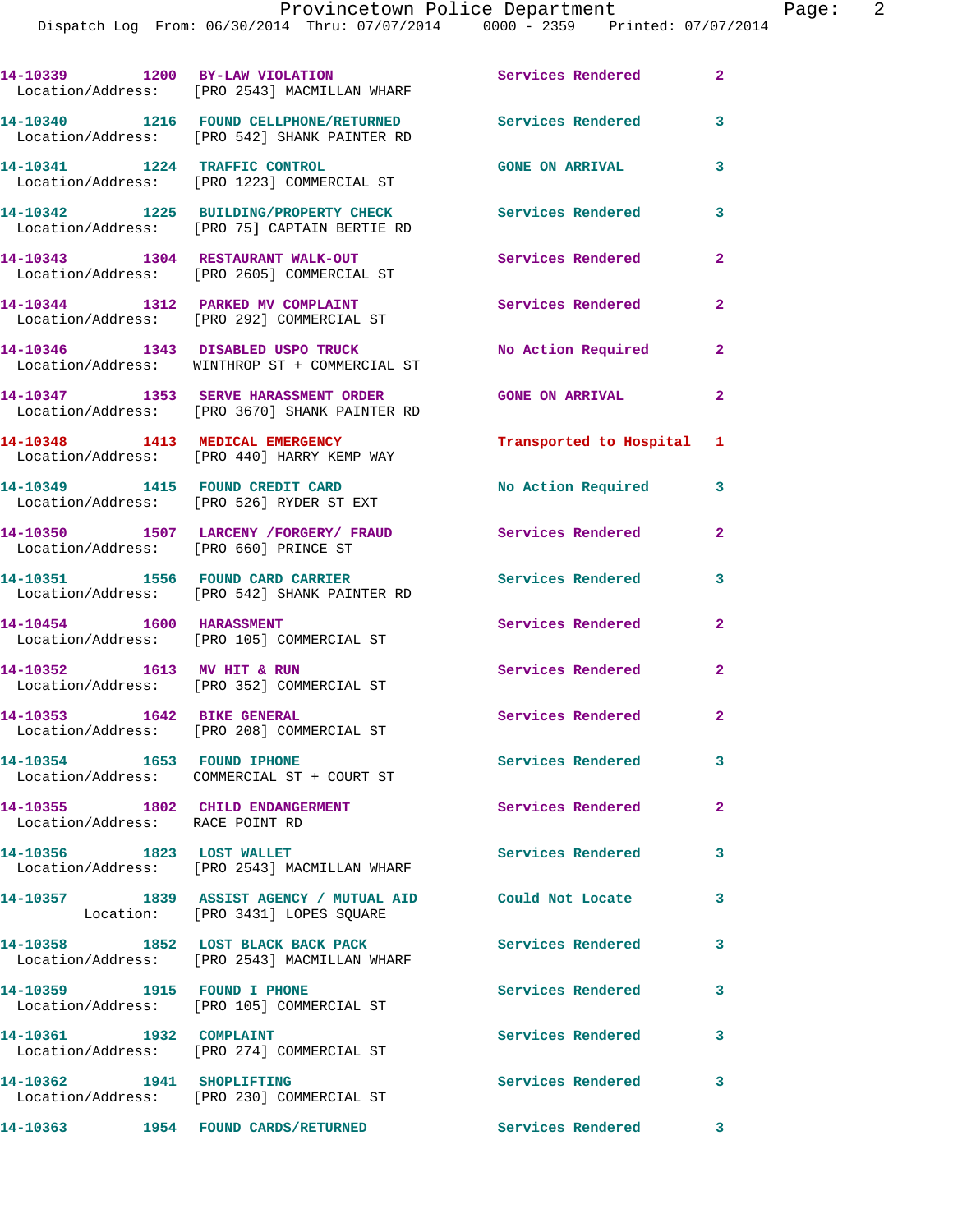14-10339 1200 BY-LAW VIOLATION Services Rendered 2
Location/Address: [PRO 2543] MACMILLAN WHARF

14-10340 1216 FOUND CELLPHONE/RETURNED Services Rendered 3
Location/Address: [PRO 542] SHANK PAINTER RD

14-10341 1224 TRAFFIC CONTROL GONE ON ARRIVAL 3
Location/Address: [PRO 1223] COMMERCIAL ST

14-10342 1225 BUILDING/PROPERTY CHECK Services Rendered 3
Location/Address: [PRO 75] CAPTAIN BERTIE RD

14-10343 1304 RESTAURANT WALK-OUT Services Rendered 2
Location/Address: [PRO 2605] COMMERCIAL ST

14-10344 1312 PARKED MV COMPLAINT Services Rendered 2
Location/Address: [PRO 292] COMMERCIAL ST

14-10346 1343 DISABLED USPO TRUCK No Action Required 2
Location/Address: WINTHROP ST + COMMERCIAL ST

14-10347 1353 SERVE HARASSMENT ORDER GONE ON ARRIVAL 2
Location/Address: [PRO 3670] SHANK PAINTER RD

14-10348 1413 MEDICAL EMERGENCY Transported to Hospital 1
Location/Address: [PRO 440] HARRY KEMP WAY

14-10349 1415 FOUND CREDIT CARD No Action Required 3
Location/Address: [PRO 526] RYDER ST EXT

14-10350 1507 LARCENY /FORGERY/ FRAUD Services Rendered 2
Location/Address: [PRO 660] PRINCE ST

14-10351 1556 FOUND CARD CARRIER Services Rendered 3
Location/Address: [PRO 542] SHANK PAINTER RD

14-10454 1600 HARASSMENT Services Rendered 2
Location/Address: [PRO 105] COMMERCIAL ST

14-10352 1613 MV HIT & RUN Services Rendered 2
Location/Address: [PRO 352] COMMERCIAL ST

14-10353 1642 BIKE GENERAL Services Rendered 2
Location/Address: [PRO 208] COMMERCIAL ST

14-10354 1653 FOUND IPHONE Services Rendered 3
Location/Address: COMMERCIAL ST + COURT ST

14-10355 1802 CHILD ENDANGERMENT Services Rendered 2
Location/Address: RACE POINT RD

14-10356 1823 LOST WALLET Services Rendered 3
Location/Address: [PRO 2543] MACMILLAN WHARF

14-10357 1839 ASSIST AGENCY / MUTUAL AID Could Not Locate 3
Location: [PRO 3431] LOPES SQUARE

14-10358 1852 LOST BLACK BACK PACK Services Rendered 3
Location/Address: [PRO 2543] MACMILLAN WHARF

14-10359 1915 FOUND I PHONE Services Rendered 3
Location/Address: [PRO 105] COMMERCIAL ST

14-10361 1932 COMPLAINT Services Rendered 3
Location/Address: [PRO 274] COMMERCIAL ST

14-10362 1941 SHOPLIFTING Services Rendered 3
Location/Address: [PRO 230] COMMERCIAL ST

14-10363 1954 FOUND CARDS/RETURNED Services Rendered 3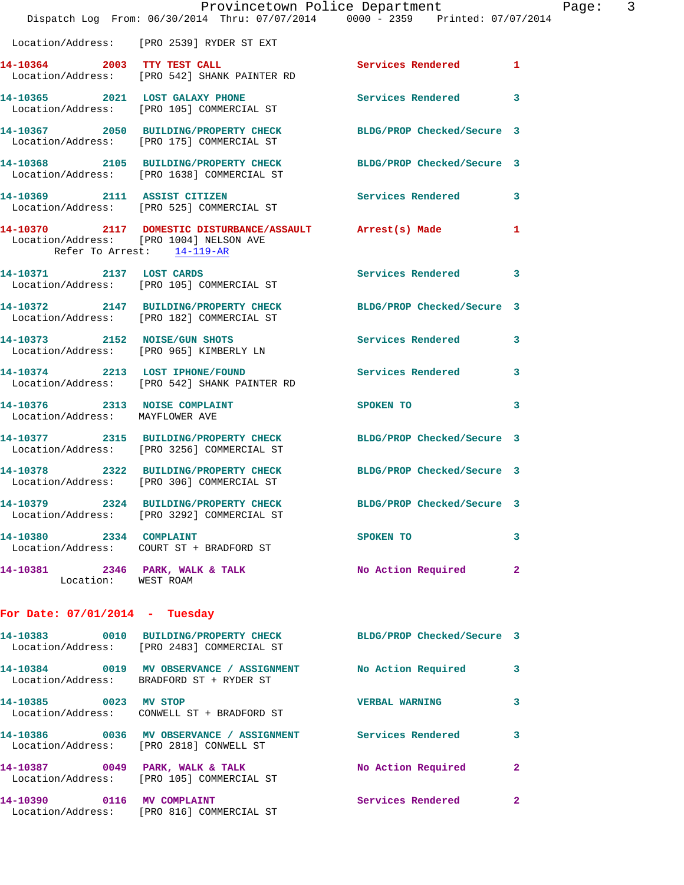Location/Address: [PRO 2539] RYDER ST EXT

**14-10364** 2003 **TTY TEST CALL** Services Rendered 1
Location/Address: [PRO 542] SHANK PAINTER RD

**14-10365** 2021 **LOST GALAXY PHONE** Services Rendered 3
Location/Address: [PRO 105] COMMERCIAL ST

**14-10367** 2050 **BUILDING/PROPERTY CHECK** BLDG/PROP Checked/Secure 3
Location/Address: [PRO 175] COMMERCIAL ST

**14-10368** 2105 **BUILDING/PROPERTY CHECK** BLDG/PROP Checked/Secure 3
Location/Address: [PRO 1638] COMMERCIAL ST

**14-10369** 2111 **ASSIST CITIZEN** Services Rendered 3
Location/Address: [PRO 525] COMMERCIAL ST

**14-10370** 2117 **DOMESTIC DISTURBANCE/ASSAULT** Arrest(s) Made 1
Location/Address: [PRO 1004] NELSON AVE
Refer To Arrest: 14-119-AR

**14-10371** 2137 **LOST CARDS** Services Rendered 3
Location/Address: [PRO 105] COMMERCIAL ST

**14-10372** 2147 **BUILDING/PROPERTY CHECK** BLDG/PROP Checked/Secure 3
Location/Address: [PRO 182] COMMERCIAL ST

**14-10373** 2152 **NOISE/GUN SHOTS** Services Rendered 3
Location/Address: [PRO 965] KIMBERLY LN

**14-10374** 2213 **LOST IPHONE/FOUND** Services Rendered 3
Location/Address: [PRO 542] SHANK PAINTER RD

**14-10376** 2313 **NOISE COMPLAINT** SPOKEN TO 3
Location/Address: MAYFLOWER AVE

**14-10377** 2315 **BUILDING/PROPERTY CHECK** BLDG/PROP Checked/Secure 3
Location/Address: [PRO 3256] COMMERCIAL ST

**14-10378** 2322 **BUILDING/PROPERTY CHECK** BLDG/PROP Checked/Secure 3
Location/Address: [PRO 306] COMMERCIAL ST

**14-10379** 2324 **BUILDING/PROPERTY CHECK** BLDG/PROP Checked/Secure 3
Location/Address: [PRO 3292] COMMERCIAL ST

**14-10380** 2334 **COMPLAINT** SPOKEN TO 3
Location/Address: COURT ST + BRADFORD ST

**14-10381** 2346 **PARK, WALK & TALK** No Action Required 2
Location: WEST ROAM

## For Date: 07/01/2014 - Tuesday

**14-10383** 0010 **BUILDING/PROPERTY CHECK** BLDG/PROP Checked/Secure 3
Location/Address: [PRO 2483] COMMERCIAL ST

**14-10384** 0019 **MV OBSERVANCE / ASSIGNMENT** No Action Required 3
Location/Address: BRADFORD ST + RYDER ST

**14-10385** 0023 **MV STOP** VERBAL WARNING 3
Location/Address: CONWELL ST + BRADFORD ST

**14-10386** 0036 **MV OBSERVANCE / ASSIGNMENT** Services Rendered 3
Location/Address: [PRO 2818] CONWELL ST

**14-10387** 0049 **PARK, WALK & TALK** No Action Required 2
Location/Address: [PRO 105] COMMERCIAL ST

**14-10390** 0116 **MV COMPLAINT** Services Rendered 2
Location/Address: [PRO 816] COMMERCIAL ST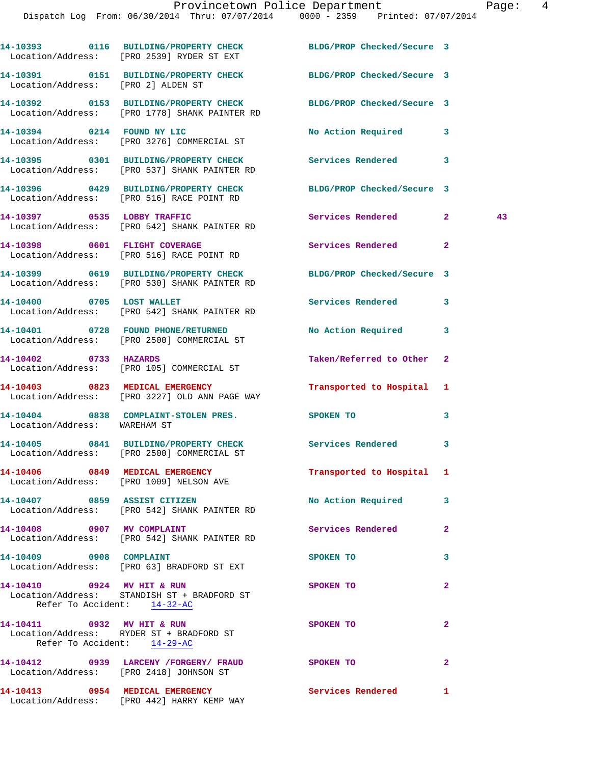14-10393 0116 BUILDING/PROPERTY CHECK BLDG/PROP Checked/Secure 3
Location/Address: [PRO 2539] RYDER ST EXT

14-10391 0151 BUILDING/PROPERTY CHECK BLDG/PROP Checked/Secure 3
Location/Address: [PRO 2] ALDEN ST

14-10392 0153 BUILDING/PROPERTY CHECK BLDG/PROP Checked/Secure 3
Location/Address: [PRO 1778] SHANK PAINTER RD

14-10394 0214 FOUND NY LIC No Action Required 3
Location/Address: [PRO 3276] COMMERCIAL ST

14-10395 0301 BUILDING/PROPERTY CHECK Services Rendered 3
Location/Address: [PRO 537] SHANK PAINTER RD

14-10396 0429 BUILDING/PROPERTY CHECK BLDG/PROP Checked/Secure 3
Location/Address: [PRO 516] RACE POINT RD

14-10397 0535 LOBBY TRAFFIC Services Rendered 2 43
Location/Address: [PRO 542] SHANK PAINTER RD

14-10398 0601 FLIGHT COVERAGE Services Rendered 2
Location/Address: [PRO 516] RACE POINT RD

14-10399 0619 BUILDING/PROPERTY CHECK BLDG/PROP Checked/Secure 3
Location/Address: [PRO 530] SHANK PAINTER RD

14-10400 0705 LOST WALLET Services Rendered 3
Location/Address: [PRO 542] SHANK PAINTER RD

14-10401 0728 FOUND PHONE/RETURNED No Action Required 3
Location/Address: [PRO 2500] COMMERCIAL ST

14-10402 0733 HAZARDS Taken/Referred to Other 2
Location/Address: [PRO 105] COMMERCIAL ST

14-10403 0823 MEDICAL EMERGENCY Transported to Hospital 1
Location/Address: [PRO 3227] OLD ANN PAGE WAY

14-10404 0838 COMPLAINT-STOLEN PRES. SPOKEN TO 3
Location/Address: WAREHAM ST

14-10405 0841 BUILDING/PROPERTY CHECK Services Rendered 3
Location/Address: [PRO 2500] COMMERCIAL ST

14-10406 0849 MEDICAL EMERGENCY Transported to Hospital 1
Location/Address: [PRO 1009] NELSON AVE

14-10407 0859 ASSIST CITIZEN No Action Required 3
Location/Address: [PRO 542] SHANK PAINTER RD

14-10408 0907 MV COMPLAINT Services Rendered 2
Location/Address: [PRO 542] SHANK PAINTER RD

14-10409 0908 COMPLAINT SPOKEN TO 3
Location/Address: [PRO 63] BRADFORD ST EXT

14-10410 0924 MV HIT & RUN SPOKEN TO 2
Location/Address: STANDISH ST + BRADFORD ST
Refer To Accident: 14-32-AC

14-10411 0932 MV HIT & RUN SPOKEN TO 2
Location/Address: RYDER ST + BRADFORD ST
Refer To Accident: 14-29-AC

14-10412 0939 LARCENY /FORGERY/ FRAUD SPOKEN TO 2
Location/Address: [PRO 2418] JOHNSON ST

14-10413 0954 MEDICAL EMERGENCY Services Rendered 1
Location/Address: [PRO 442] HARRY KEMP WAY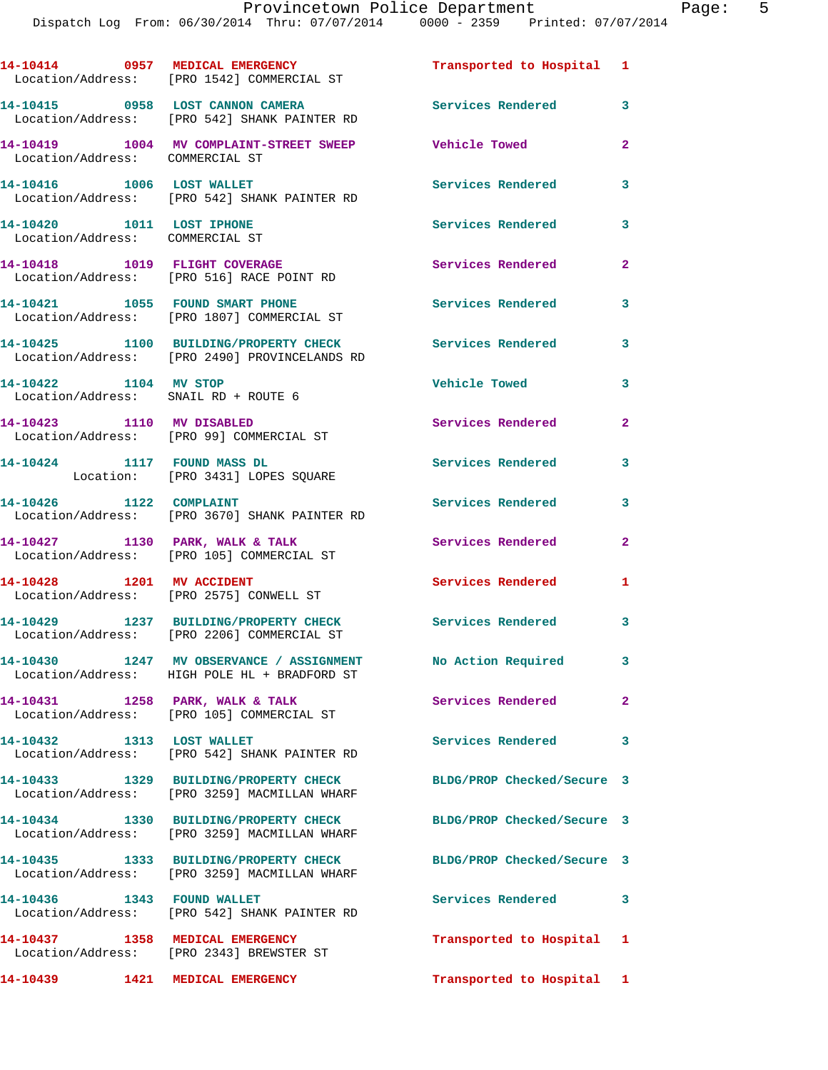14-10414 0957 **MEDICAL EMERGENCY** Transported to Hospital 1
Location/Address: [PRO 1542] COMMERCIAL ST

14-10415 0958 **LOST CANNON CAMERA** Services Rendered 3
Location/Address: [PRO 542] SHANK PAINTER RD

14-10419 1004 **MV COMPLAINT-STREET SWEEP** Vehicle Towed 2
Location/Address: COMMERCIAL ST

14-10416 1006 **LOST WALLET** Services Rendered 3
Location/Address: [PRO 542] SHANK PAINTER RD

14-10420 1011 **LOST IPHONE** Services Rendered 3
Location/Address: COMMERCIAL ST

14-10418 1019 **FLIGHT COVERAGE** Services Rendered 2
Location/Address: [PRO 516] RACE POINT RD

14-10421 1055 **FOUND SMART PHONE** Services Rendered 3
Location/Address: [PRO 1807] COMMERCIAL ST

14-10425 1100 **BUILDING/PROPERTY CHECK** Services Rendered 3
Location/Address: [PRO 2490] PROVINCELANDS RD

14-10422 1104 **MV STOP** Vehicle Towed 3
Location/Address: SNAIL RD + ROUTE 6

14-10423 1110 **MV DISABLED** Services Rendered 2
Location/Address: [PRO 99] COMMERCIAL ST

14-10424 1117 **FOUND MASS DL** Services Rendered 3
Location: [PRO 3431] LOPES SQUARE

14-10426 1122 **COMPLAINT** Services Rendered 3
Location/Address: [PRO 3670] SHANK PAINTER RD

14-10427 1130 **PARK, WALK & TALK** Services Rendered 2
Location/Address: [PRO 105] COMMERCIAL ST

14-10428 1201 **MV ACCIDENT** Services Rendered 1
Location/Address: [PRO 2575] CONWELL ST

14-10429 1237 **BUILDING/PROPERTY CHECK** Services Rendered 3
Location/Address: [PRO 2206] COMMERCIAL ST

14-10430 1247 **MV OBSERVANCE / ASSIGNMENT** No Action Required 3
Location/Address: HIGH POLE HL + BRADFORD ST

14-10431 1258 **PARK, WALK & TALK** Services Rendered 2
Location/Address: [PRO 105] COMMERCIAL ST

14-10432 1313 **LOST WALLET** Services Rendered 3
Location/Address: [PRO 542] SHANK PAINTER RD

14-10433 1329 **BUILDING/PROPERTY CHECK** BLDG/PROP Checked/Secure 3
Location/Address: [PRO 3259] MACMILLAN WHARF

14-10434 1330 **BUILDING/PROPERTY CHECK** BLDG/PROP Checked/Secure 3
Location/Address: [PRO 3259] MACMILLAN WHARF

14-10435 1333 **BUILDING/PROPERTY CHECK** BLDG/PROP Checked/Secure 3
Location/Address: [PRO 3259] MACMILLAN WHARF

14-10436 1343 **FOUND WALLET** Services Rendered 3
Location/Address: [PRO 542] SHANK PAINTER RD

14-10437 1358 **MEDICAL EMERGENCY** Transported to Hospital 1
Location/Address: [PRO 2343] BREWSTER ST

14-10439 1421 **MEDICAL EMERGENCY** Transported to Hospital 1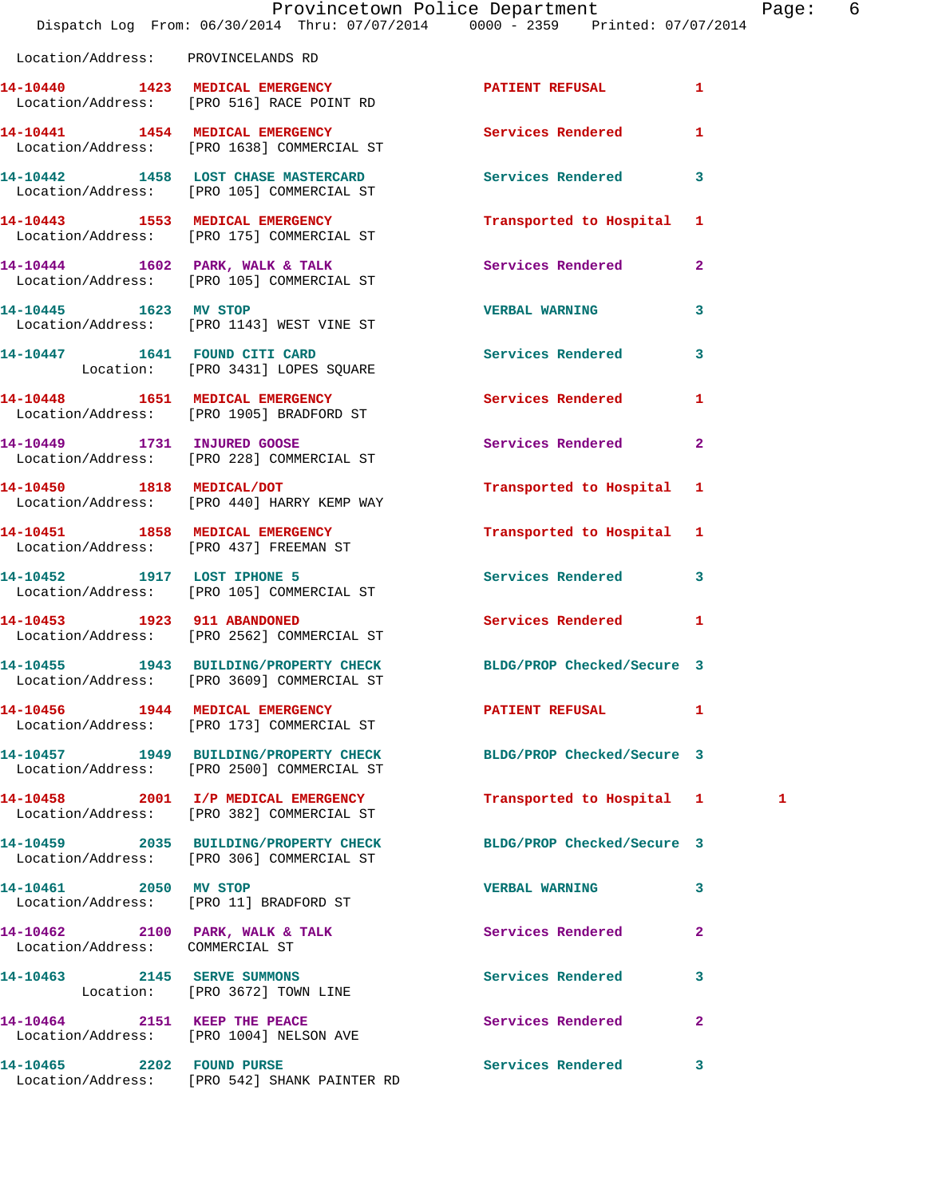Location/Address: PROVINCELANDS RD

| Call # | Time | Call Reason | Action | Priority | |
|---|---|---|---|---|---|
| 14-10440 | 1423 | MEDICAL EMERGENCY | PATIENT REFUSAL | 1 | |
| Location/Address: | | [PRO 516] RACE POINT RD | | | |
| 14-10441 | 1454 | MEDICAL EMERGENCY | Services Rendered | 1 | |
| Location/Address: | | [PRO 1638] COMMERCIAL ST | | | |
| 14-10442 | 1458 | LOST CHASE MASTERCARD | Services Rendered | 3 | |
| Location/Address: | | [PRO 105] COMMERCIAL ST | | | |
| 14-10443 | 1553 | MEDICAL EMERGENCY | Transported to Hospital | 1 | |
| Location/Address: | | [PRO 175] COMMERCIAL ST | | | |
| 14-10444 | 1602 | PARK, WALK & TALK | Services Rendered | 2 | |
| Location/Address: | | [PRO 105] COMMERCIAL ST | | | |
| 14-10445 | 1623 | MV STOP | VERBAL WARNING | 3 | |
| Location/Address: | | [PRO 1143] WEST VINE ST | | | |
| 14-10447 | 1641 | FOUND CITI CARD | Services Rendered | 3 | |
| Location: | | [PRO 3431] LOPES SQUARE | | | |
| 14-10448 | 1651 | MEDICAL EMERGENCY | Services Rendered | 1 | |
| Location/Address: | | [PRO 1905] BRADFORD ST | | | |
| 14-10449 | 1731 | INJURED GOOSE | Services Rendered | 2 | |
| Location/Address: | | [PRO 228] COMMERCIAL ST | | | |
| 14-10450 | 1818 | MEDICAL/DOT | Transported to Hospital | 1 | |
| Location/Address: | | [PRO 440] HARRY KEMP WAY | | | |
| 14-10451 | 1858 | MEDICAL EMERGENCY | Transported to Hospital | 1 | |
| Location/Address: | | [PRO 437] FREEMAN ST | | | |
| 14-10452 | 1917 | LOST IPHONE 5 | Services Rendered | 3 | |
| Location/Address: | | [PRO 105] COMMERCIAL ST | | | |
| 14-10453 | 1923 | 911 ABANDONED | Services Rendered | 1 | |
| Location/Address: | | [PRO 2562] COMMERCIAL ST | | | |
| 14-10455 | 1943 | BUILDING/PROPERTY CHECK | BLDG/PROP Checked/Secure | 3 | |
| Location/Address: | | [PRO 3609] COMMERCIAL ST | | | |
| 14-10456 | 1944 | MEDICAL EMERGENCY | PATIENT REFUSAL | 1 | |
| Location/Address: | | [PRO 173] COMMERCIAL ST | | | |
| 14-10457 | 1949 | BUILDING/PROPERTY CHECK | BLDG/PROP Checked/Secure | 3 | |
| Location/Address: | | [PRO 2500] COMMERCIAL ST | | | |
| 14-10458 | 2001 | I/P MEDICAL EMERGENCY | Transported to Hospital | 1 | 1 |
| Location/Address: | | [PRO 382] COMMERCIAL ST | | | |
| 14-10459 | 2035 | BUILDING/PROPERTY CHECK | BLDG/PROP Checked/Secure | 3 | |
| Location/Address: | | [PRO 306] COMMERCIAL ST | | | |
| 14-10461 | 2050 | MV STOP | VERBAL WARNING | 3 | |
| Location/Address: | | [PRO 11] BRADFORD ST | | | |
| 14-10462 | 2100 | PARK, WALK & TALK | Services Rendered | 2 | |
| Location/Address: | | COMMERCIAL ST | | | |
| 14-10463 | 2145 | SERVE SUMMONS | Services Rendered | 3 | |
| Location: | | [PRO 3672] TOWN LINE | | | |
| 14-10464 | 2151 | KEEP THE PEACE | Services Rendered | 2 | |
| Location/Address: | | [PRO 1004] NELSON AVE | | | |
| 14-10465 | 2202 | FOUND PURSE | Services Rendered | 3 | |
| Location/Address: | | [PRO 542] SHANK PAINTER RD | | | |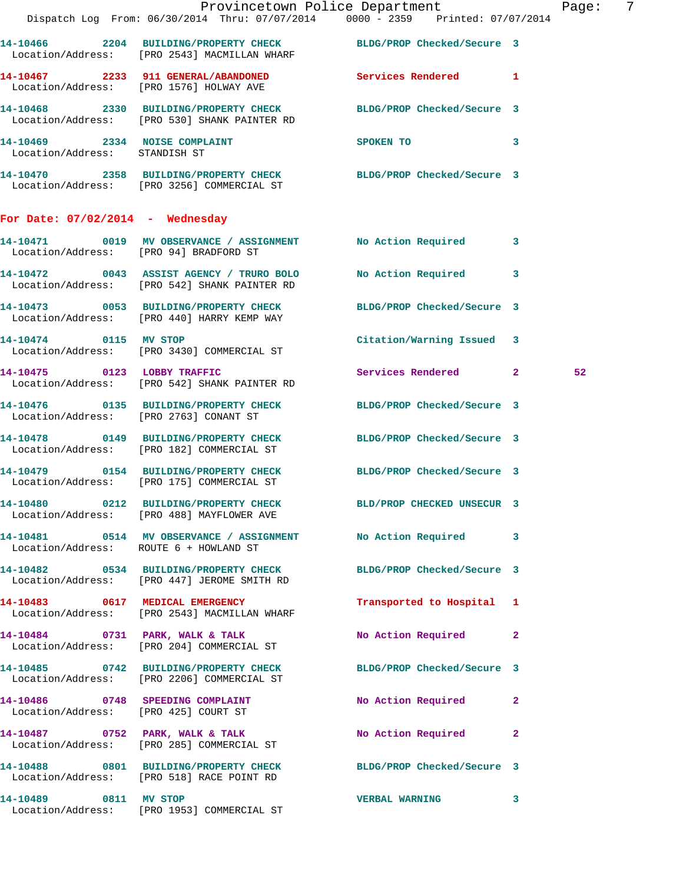14-10466 2204 BUILDING/PROPERTY CHECK BLDG/PROP Checked/Secure 3
Location/Address: [PRO 2543] MACMILLAN WHARF

14-10467 2233 911 GENERAL/ABANDONED Services Rendered 1
Location/Address: [PRO 1576] HOLWAY AVE

14-10468 2330 BUILDING/PROPERTY CHECK BLDG/PROP Checked/Secure 3
Location/Address: [PRO 530] SHANK PAINTER RD

14-10469 2334 NOISE COMPLAINT SPOKEN TO 3
Location/Address: STANDISH ST

14-10470 2358 BUILDING/PROPERTY CHECK BLDG/PROP Checked/Secure 3
Location/Address: [PRO 3256] COMMERCIAL ST

## For Date: 07/02/2014 - Wednesday

14-10471 0019 MV OBSERVANCE / ASSIGNMENT No Action Required 3
Location/Address: [PRO 94] BRADFORD ST

14-10472 0043 ASSIST AGENCY / TRURO BOLO No Action Required 3
Location/Address: [PRO 542] SHANK PAINTER RD

14-10473 0053 BUILDING/PROPERTY CHECK BLDG/PROP Checked/Secure 3
Location/Address: [PRO 440] HARRY KEMP WAY

14-10474 0115 MV STOP Citation/Warning Issued 3
Location/Address: [PRO 3430] COMMERCIAL ST

14-10475 0123 LOBBY TRAFFIC Services Rendered 2 52
Location/Address: [PRO 542] SHANK PAINTER RD

14-10476 0135 BUILDING/PROPERTY CHECK BLDG/PROP Checked/Secure 3
Location/Address: [PRO 2763] CONANT ST

14-10478 0149 BUILDING/PROPERTY CHECK BLDG/PROP Checked/Secure 3
Location/Address: [PRO 182] COMMERCIAL ST

14-10479 0154 BUILDING/PROPERTY CHECK BLDG/PROP Checked/Secure 3
Location/Address: [PRO 175] COMMERCIAL ST

14-10480 0212 BUILDING/PROPERTY CHECK BLD/PROP CHECKED UNSECUR 3
Location/Address: [PRO 488] MAYFLOWER AVE

14-10481 0514 MV OBSERVANCE / ASSIGNMENT No Action Required 3
Location/Address: ROUTE 6 + HOWLAND ST

14-10482 0534 BUILDING/PROPERTY CHECK BLDG/PROP Checked/Secure 3
Location/Address: [PRO 447] JEROME SMITH RD

14-10483 0617 MEDICAL EMERGENCY Transported to Hospital 1
Location/Address: [PRO 2543] MACMILLAN WHARF

14-10484 0731 PARK, WALK & TALK No Action Required 2
Location/Address: [PRO 204] COMMERCIAL ST

14-10485 0742 BUILDING/PROPERTY CHECK BLDG/PROP Checked/Secure 3
Location/Address: [PRO 2206] COMMERCIAL ST

14-10486 0748 SPEEDING COMPLAINT No Action Required 2
Location/Address: [PRO 425] COURT ST

14-10487 0752 PARK, WALK & TALK No Action Required 2
Location/Address: [PRO 285] COMMERCIAL ST

14-10488 0801 BUILDING/PROPERTY CHECK BLDG/PROP Checked/Secure 3
Location/Address: [PRO 518] RACE POINT RD

14-10489 0811 MV STOP VERBAL WARNING 3
Location/Address: [PRO 1953] COMMERCIAL ST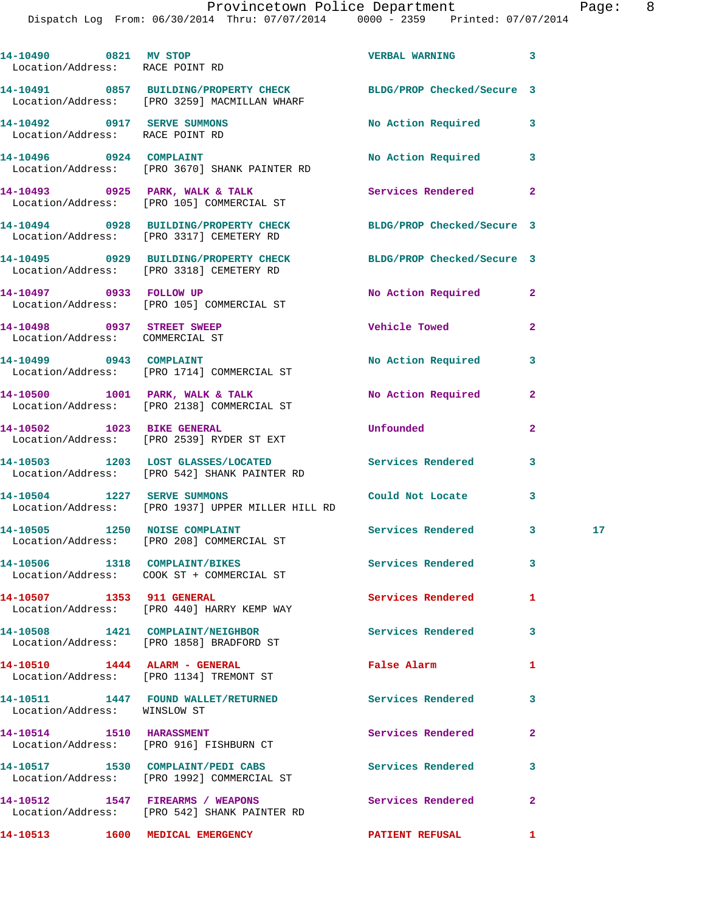| Call # | Time | Call Reason | Action | Priority | |
|---|---|---|---|---|---|
| 14-10490 | 0821 | MV STOP | VERBAL WARNING | 3 | |
| Location/Address: RACE POINT RD | | | | | |
| 14-10491 | 0857 | BUILDING/PROPERTY CHECK | BLDG/PROP Checked/Secure | 3 | |
| Location/Address: [PRO 3259] MACMILLAN WHARF | | | | | |
| 14-10492 | 0917 | SERVE SUMMONS | No Action Required | 3 | |
| Location/Address: RACE POINT RD | | | | | |
| 14-10496 | 0924 | COMPLAINT | No Action Required | 3 | |
| Location/Address: [PRO 3670] SHANK PAINTER RD | | | | | |
| 14-10493 | 0925 | PARK, WALK & TALK | Services Rendered | 2 | |
| Location/Address: [PRO 105] COMMERCIAL ST | | | | | |
| 14-10494 | 0928 | BUILDING/PROPERTY CHECK | BLDG/PROP Checked/Secure | 3 | |
| Location/Address: [PRO 3317] CEMETERY RD | | | | | |
| 14-10495 | 0929 | BUILDING/PROPERTY CHECK | BLDG/PROP Checked/Secure | 3 | |
| Location/Address: [PRO 3318] CEMETERY RD | | | | | |
| 14-10497 | 0933 | FOLLOW UP | No Action Required | 2 | |
| Location/Address: [PRO 105] COMMERCIAL ST | | | | | |
| 14-10498 | 0937 | STREET SWEEP | Vehicle Towed | 2 | |
| Location/Address: COMMERCIAL ST | | | | | |
| 14-10499 | 0943 | COMPLAINT | No Action Required | 3 | |
| Location/Address: [PRO 1714] COMMERCIAL ST | | | | | |
| 14-10500 | 1001 | PARK, WALK & TALK | No Action Required | 2 | |
| Location/Address: [PRO 2138] COMMERCIAL ST | | | | | |
| 14-10502 | 1023 | BIKE GENERAL | Unfounded | 2 | |
| Location/Address: [PRO 2539] RYDER ST EXT | | | | | |
| 14-10503 | 1203 | LOST GLASSES/LOCATED | Services Rendered | 3 | |
| Location/Address: [PRO 542] SHANK PAINTER RD | | | | | |
| 14-10504 | 1227 | SERVE SUMMONS | Could Not Locate | 3 | |
| Location/Address: [PRO 1937] UPPER MILLER HILL RD | | | | | |
| 14-10505 | 1250 | NOISE COMPLAINT | Services Rendered | 3 | 17 |
| Location/Address: [PRO 208] COMMERCIAL ST | | | | | |
| 14-10506 | 1318 | COMPLAINT/BIKES | Services Rendered | 3 | |
| Location/Address: COOK ST + COMMERCIAL ST | | | | | |
| 14-10507 | 1353 | 911 GENERAL | Services Rendered | 1 | |
| Location/Address: [PRO 440] HARRY KEMP WAY | | | | | |
| 14-10508 | 1421 | COMPLAINT/NEIGHBOR | Services Rendered | 3 | |
| Location/Address: [PRO 1858] BRADFORD ST | | | | | |
| 14-10510 | 1444 | ALARM - GENERAL | False Alarm | 1 | |
| Location/Address: [PRO 1134] TREMONT ST | | | | | |
| 14-10511 | 1447 | FOUND WALLET/RETURNED | Services Rendered | 3 | |
| Location/Address: WINSLOW ST | | | | | |
| 14-10514 | 1510 | HARASSMENT | Services Rendered | 2 | |
| Location/Address: [PRO 916] FISHBURN CT | | | | | |
| 14-10517 | 1530 | COMPLAINT/PEDI CABS | Services Rendered | 3 | |
| Location/Address: [PRO 1992] COMMERCIAL ST | | | | | |
| 14-10512 | 1547 | FIREARMS / WEAPONS | Services Rendered | 2 | |
| Location/Address: [PRO 542] SHANK PAINTER RD | | | | | |
| 14-10513 | 1600 | MEDICAL EMERGENCY | PATIENT REFUSAL | 1 | |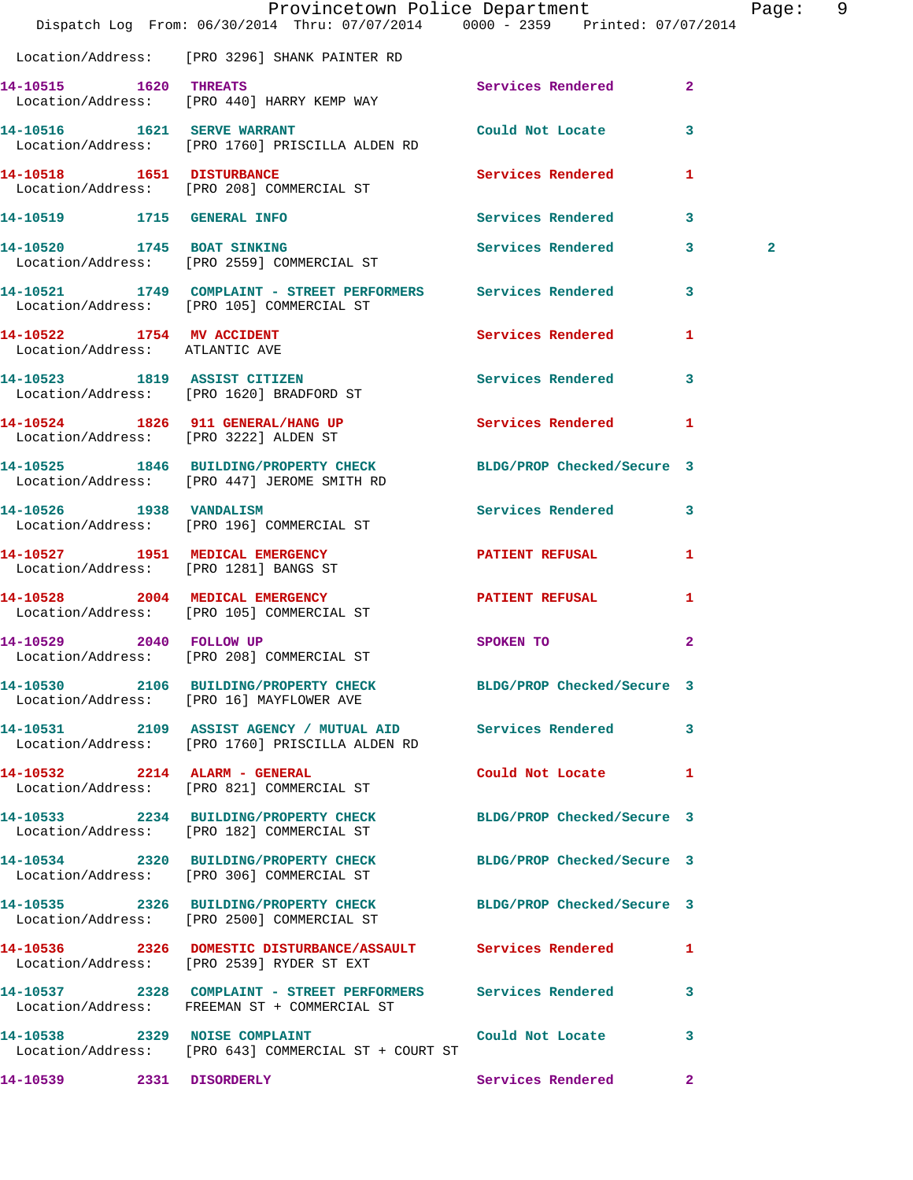Location/Address: [PRO 3296] SHANK PAINTER RD

14-10515 1620 THREATS Services Rendered 2
Location/Address: [PRO 440] HARRY KEMP WAY

14-10516 1621 SERVE WARRANT Could Not Locate 3
Location/Address: [PRO 1760] PRISCILLA ALDEN RD

14-10518 1651 DISTURBANCE Services Rendered 1
Location/Address: [PRO 208] COMMERCIAL ST

14-10519 1715 GENERAL INFO Services Rendered 3

14-10520 1745 BOAT SINKING Services Rendered 3 2
Location/Address: [PRO 2559] COMMERCIAL ST

14-10521 1749 COMPLAINT - STREET PERFORMERS Services Rendered 3
Location/Address: [PRO 105] COMMERCIAL ST

14-10522 1754 MV ACCIDENT Services Rendered 1
Location/Address: ATLANTIC AVE

14-10523 1819 ASSIST CITIZEN Services Rendered 3
Location/Address: [PRO 1620] BRADFORD ST

14-10524 1826 911 GENERAL/HANG UP Services Rendered 1
Location/Address: [PRO 3222] ALDEN ST

14-10525 1846 BUILDING/PROPERTY CHECK BLDG/PROP Checked/Secure 3
Location/Address: [PRO 447] JEROME SMITH RD

14-10526 1938 VANDALISM Services Rendered 3
Location/Address: [PRO 196] COMMERCIAL ST

14-10527 1951 MEDICAL EMERGENCY PATIENT REFUSAL 1
Location/Address: [PRO 1281] BANGS ST

14-10528 2004 MEDICAL EMERGENCY PATIENT REFUSAL 1
Location/Address: [PRO 105] COMMERCIAL ST

14-10529 2040 FOLLOW UP SPOKEN TO 2
Location/Address: [PRO 208] COMMERCIAL ST

14-10530 2106 BUILDING/PROPERTY CHECK BLDG/PROP Checked/Secure 3
Location/Address: [PRO 16] MAYFLOWER AVE

14-10531 2109 ASSIST AGENCY / MUTUAL AID Services Rendered 3
Location/Address: [PRO 1760] PRISCILLA ALDEN RD

14-10532 2214 ALARM - GENERAL Could Not Locate 1
Location/Address: [PRO 821] COMMERCIAL ST

14-10533 2234 BUILDING/PROPERTY CHECK BLDG/PROP Checked/Secure 3
Location/Address: [PRO 182] COMMERCIAL ST

14-10534 2320 BUILDING/PROPERTY CHECK BLDG/PROP Checked/Secure 3
Location/Address: [PRO 306] COMMERCIAL ST

14-10535 2326 BUILDING/PROPERTY CHECK BLDG/PROP Checked/Secure 3
Location/Address: [PRO 2500] COMMERCIAL ST

14-10536 2326 DOMESTIC DISTURBANCE/ASSAULT Services Rendered 1
Location/Address: [PRO 2539] RYDER ST EXT

14-10537 2328 COMPLAINT - STREET PERFORMERS Services Rendered 3
Location/Address: FREEMAN ST + COMMERCIAL ST

14-10538 2329 NOISE COMPLAINT Could Not Locate 3
Location/Address: [PRO 643] COMMERCIAL ST + COURT ST

14-10539 2331 DISORDERLY Services Rendered 2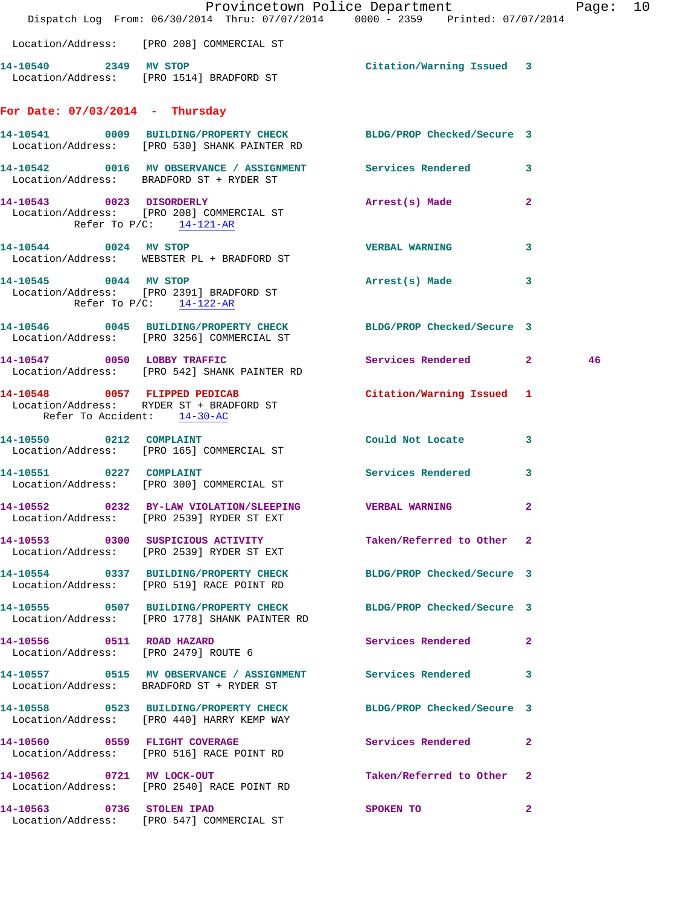Location/Address: [PRO 208] COMMERCIAL ST

14-10540 2349 MV STOP Citation/Warning Issued 3
Location/Address: [PRO 1514] BRADFORD ST

**For Date: 07/03/2014 - Thursday**

14-10541 0009 BUILDING/PROPERTY CHECK BLDG/PROP Checked/Secure 3
Location/Address: [PRO 530] SHANK PAINTER RD

14-10542 0016 MV OBSERVANCE / ASSIGNMENT Services Rendered 3
Location/Address: BRADFORD ST + RYDER ST

14-10543 0023 DISORDERLY Arrest(s) Made 2
Location/Address: [PRO 208] COMMERCIAL ST
Refer To P/C: 14-121-AR

14-10544 0024 MV STOP VERBAL WARNING 3
Location/Address: WEBSTER PL + BRADFORD ST

14-10545 0044 MV STOP Arrest(s) Made 3
Location/Address: [PRO 2391] BRADFORD ST
Refer To P/C: 14-122-AR

14-10546 0045 BUILDING/PROPERTY CHECK BLDG/PROP Checked/Secure 3
Location/Address: [PRO 3256] COMMERCIAL ST

14-10547 0050 LOBBY TRAFFIC Services Rendered 2 46
Location/Address: [PRO 542] SHANK PAINTER RD

14-10548 0057 FLIPPED PEDICAB Citation/Warning Issued 1
Location/Address: RYDER ST + BRADFORD ST
Refer To Accident: 14-30-AC

14-10550 0212 COMPLAINT Could Not Locate 3
Location/Address: [PRO 165] COMMERCIAL ST

14-10551 0227 COMPLAINT Services Rendered 3
Location/Address: [PRO 300] COMMERCIAL ST

14-10552 0232 BY-LAW VIOLATION/SLEEPING VERBAL WARNING 2
Location/Address: [PRO 2539] RYDER ST EXT

14-10553 0300 SUSPICIOUS ACTIVITY Taken/Referred to Other 2
Location/Address: [PRO 2539] RYDER ST EXT

14-10554 0337 BUILDING/PROPERTY CHECK BLDG/PROP Checked/Secure 3
Location/Address: [PRO 519] RACE POINT RD

14-10555 0507 BUILDING/PROPERTY CHECK BLDG/PROP Checked/Secure 3
Location/Address: [PRO 1778] SHANK PAINTER RD

14-10556 0511 ROAD HAZARD Services Rendered 2
Location/Address: [PRO 2479] ROUTE 6

14-10557 0515 MV OBSERVANCE / ASSIGNMENT Services Rendered 3
Location/Address: BRADFORD ST + RYDER ST

14-10558 0523 BUILDING/PROPERTY CHECK BLDG/PROP Checked/Secure 3
Location/Address: [PRO 440] HARRY KEMP WAY

14-10560 0559 FLIGHT COVERAGE Services Rendered 2
Location/Address: [PRO 516] RACE POINT RD

14-10562 0721 MV LOCK-OUT Taken/Referred to Other 2
Location/Address: [PRO 2540] RACE POINT RD

14-10563 0736 STOLEN IPAD SPOKEN TO 2
Location/Address: [PRO 547] COMMERCIAL ST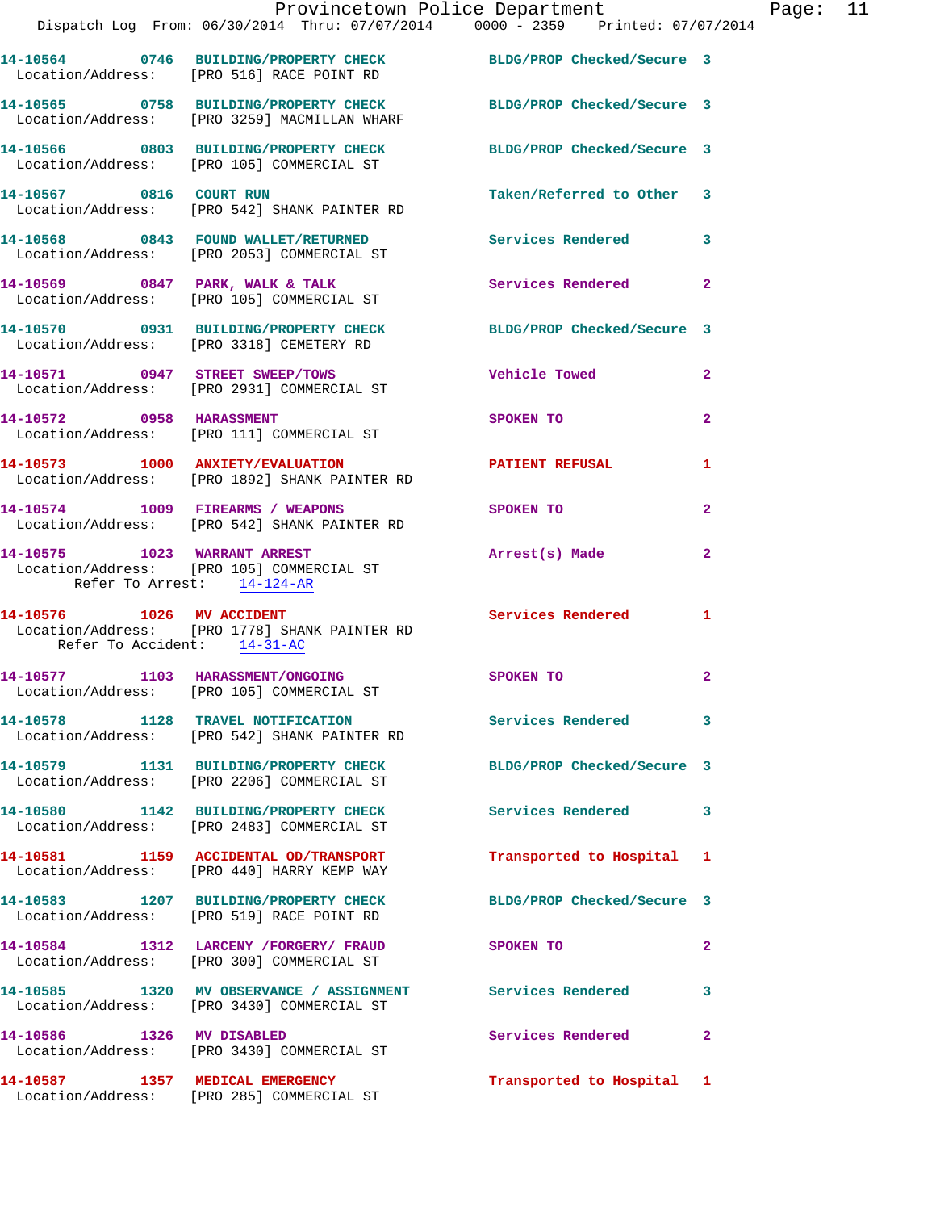| Call # | Time | Call Reason | Action | Priority |
|---|---|---|---|---|
| 14-10564 | 0746 | BUILDING/PROPERTY CHECK | BLDG/PROP Checked/Secure | 3 |
| Location/Address: [PRO 516] RACE POINT RD | | | | |
| 14-10565 | 0758 | BUILDING/PROPERTY CHECK | BLDG/PROP Checked/Secure | 3 |
| Location/Address: [PRO 3259] MACMILLAN WHARF | | | | |
| 14-10566 | 0803 | BUILDING/PROPERTY CHECK | BLDG/PROP Checked/Secure | 3 |
| Location/Address: [PRO 105] COMMERCIAL ST | | | | |
| 14-10567 | 0816 | COURT RUN | Taken/Referred to Other | 3 |
| Location/Address: [PRO 542] SHANK PAINTER RD | | | | |
| 14-10568 | 0843 | FOUND WALLET/RETURNED | Services Rendered | 3 |
| Location/Address: [PRO 2053] COMMERCIAL ST | | | | |
| 14-10569 | 0847 | PARK, WALK & TALK | Services Rendered | 2 |
| Location/Address: [PRO 105] COMMERCIAL ST | | | | |
| 14-10570 | 0931 | BUILDING/PROPERTY CHECK | BLDG/PROP Checked/Secure | 3 |
| Location/Address: [PRO 3318] CEMETERY RD | | | | |
| 14-10571 | 0947 | STREET SWEEP/TOWS | Vehicle Towed | 2 |
| Location/Address: [PRO 2931] COMMERCIAL ST | | | | |
| 14-10572 | 0958 | HARASSMENT | SPOKEN TO | 2 |
| Location/Address: [PRO 111] COMMERCIAL ST | | | | |
| 14-10573 | 1000 | ANXIETY/EVALUATION | PATIENT REFUSAL | 1 |
| Location/Address: [PRO 1892] SHANK PAINTER RD | | | | |
| 14-10574 | 1009 | FIREARMS / WEAPONS | SPOKEN TO | 2 |
| Location/Address: [PRO 542] SHANK PAINTER RD | | | | |
| 14-10575 | 1023 | WARRANT ARREST | Arrest(s) Made | 2 |
| Location/Address: [PRO 105] COMMERCIAL ST; Refer To Arrest: 14-124-AR | | | | |
| 14-10576 | 1026 | MV ACCIDENT | Services Rendered | 1 |
| Location/Address: [PRO 1778] SHANK PAINTER RD; Refer To Accident: 14-31-AC | | | | |
| 14-10577 | 1103 | HARASSMENT/ONGOING | SPOKEN TO | 2 |
| Location/Address: [PRO 105] COMMERCIAL ST | | | | |
| 14-10578 | 1128 | TRAVEL NOTIFICATION | Services Rendered | 3 |
| Location/Address: [PRO 542] SHANK PAINTER RD | | | | |
| 14-10579 | 1131 | BUILDING/PROPERTY CHECK | BLDG/PROP Checked/Secure | 3 |
| Location/Address: [PRO 2206] COMMERCIAL ST | | | | |
| 14-10580 | 1142 | BUILDING/PROPERTY CHECK | Services Rendered | 3 |
| Location/Address: [PRO 2483] COMMERCIAL ST | | | | |
| 14-10581 | 1159 | ACCIDENTAL OD/TRANSPORT | Transported to Hospital | 1 |
| Location/Address: [PRO 440] HARRY KEMP WAY | | | | |
| 14-10583 | 1207 | BUILDING/PROPERTY CHECK | BLDG/PROP Checked/Secure | 3 |
| Location/Address: [PRO 519] RACE POINT RD | | | | |
| 14-10584 | 1312 | LARCENY /FORGERY/ FRAUD | SPOKEN TO | 2 |
| Location/Address: [PRO 300] COMMERCIAL ST | | | | |
| 14-10585 | 1320 | MV OBSERVANCE / ASSIGNMENT | Services Rendered | 3 |
| Location/Address: [PRO 3430] COMMERCIAL ST | | | | |
| 14-10586 | 1326 | MV DISABLED | Services Rendered | 2 |
| Location/Address: [PRO 3430] COMMERCIAL ST | | | | |
| 14-10587 | 1357 | MEDICAL EMERGENCY | Transported to Hospital | 1 |
| Location/Address: [PRO 285] COMMERCIAL ST | | | | |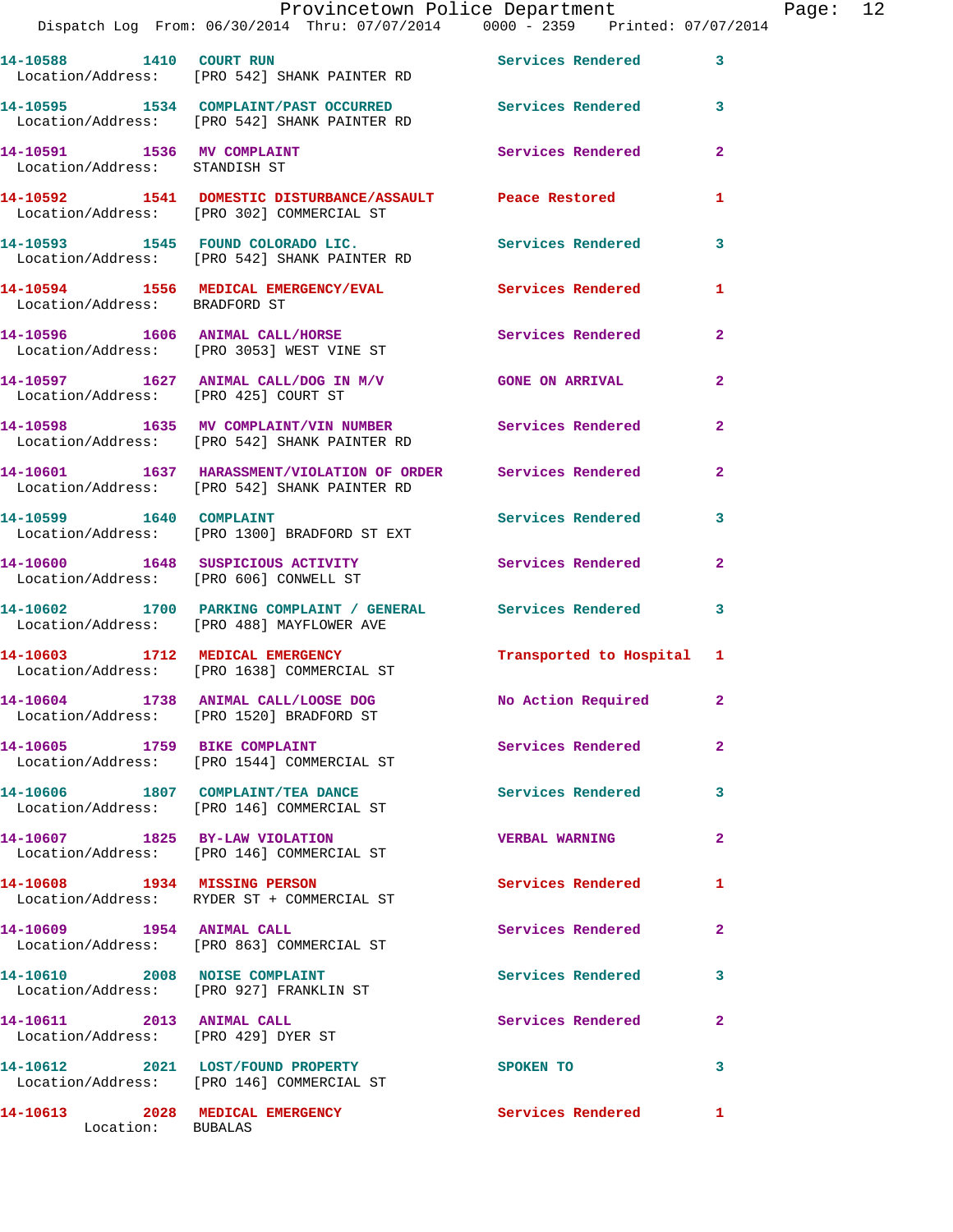14-10588 1410 COURT RUN Services Rendered 3
Location/Address: [PRO 542] SHANK PAINTER RD

14-10595 1534 COMPLAINT/PAST OCCURRED Services Rendered 3
Location/Address: [PRO 542] SHANK PAINTER RD

14-10591 1536 MV COMPLAINT Services Rendered 2
Location/Address: STANDISH ST

14-10592 1541 DOMESTIC DISTURBANCE/ASSAULT Peace Restored 1
Location/Address: [PRO 302] COMMERCIAL ST

14-10593 1545 FOUND COLORADO LIC. Services Rendered 3
Location/Address: [PRO 542] SHANK PAINTER RD

14-10594 1556 MEDICAL EMERGENCY/EVAL Services Rendered 1
Location/Address: BRADFORD ST

14-10596 1606 ANIMAL CALL/HORSE Services Rendered 2
Location/Address: [PRO 3053] WEST VINE ST

14-10597 1627 ANIMAL CALL/DOG IN M/V GONE ON ARRIVAL 2
Location/Address: [PRO 425] COURT ST

14-10598 1635 MV COMPLAINT/VIN NUMBER Services Rendered 2
Location/Address: [PRO 542] SHANK PAINTER RD

14-10601 1637 HARASSMENT/VIOLATION OF ORDER Services Rendered 2
Location/Address: [PRO 542] SHANK PAINTER RD

14-10599 1640 COMPLAINT Services Rendered 3
Location/Address: [PRO 1300] BRADFORD ST EXT

14-10600 1648 SUSPICIOUS ACTIVITY Services Rendered 2
Location/Address: [PRO 606] CONWELL ST

14-10602 1700 PARKING COMPLAINT / GENERAL Services Rendered 3
Location/Address: [PRO 488] MAYFLOWER AVE

14-10603 1712 MEDICAL EMERGENCY Transported to Hospital 1
Location/Address: [PRO 1638] COMMERCIAL ST

14-10604 1738 ANIMAL CALL/LOOSE DOG No Action Required 2
Location/Address: [PRO 1520] BRADFORD ST

14-10605 1759 BIKE COMPLAINT Services Rendered 2
Location/Address: [PRO 1544] COMMERCIAL ST

14-10606 1807 COMPLAINT/TEA DANCE Services Rendered 3
Location/Address: [PRO 146] COMMERCIAL ST

14-10607 1825 BY-LAW VIOLATION VERBAL WARNING 2
Location/Address: [PRO 146] COMMERCIAL ST

14-10608 1934 MISSING PERSON Services Rendered 1
Location/Address: RYDER ST + COMMERCIAL ST

14-10609 1954 ANIMAL CALL Services Rendered 2
Location/Address: [PRO 863] COMMERCIAL ST

14-10610 2008 NOISE COMPLAINT Services Rendered 3
Location/Address: [PRO 927] FRANKLIN ST

14-10611 2013 ANIMAL CALL Services Rendered 2
Location/Address: [PRO 429] DYER ST

14-10612 2021 LOST/FOUND PROPERTY SPOKEN TO 3
Location/Address: [PRO 146] COMMERCIAL ST

14-10613 2028 MEDICAL EMERGENCY Services Rendered 1
Location: BUBALAS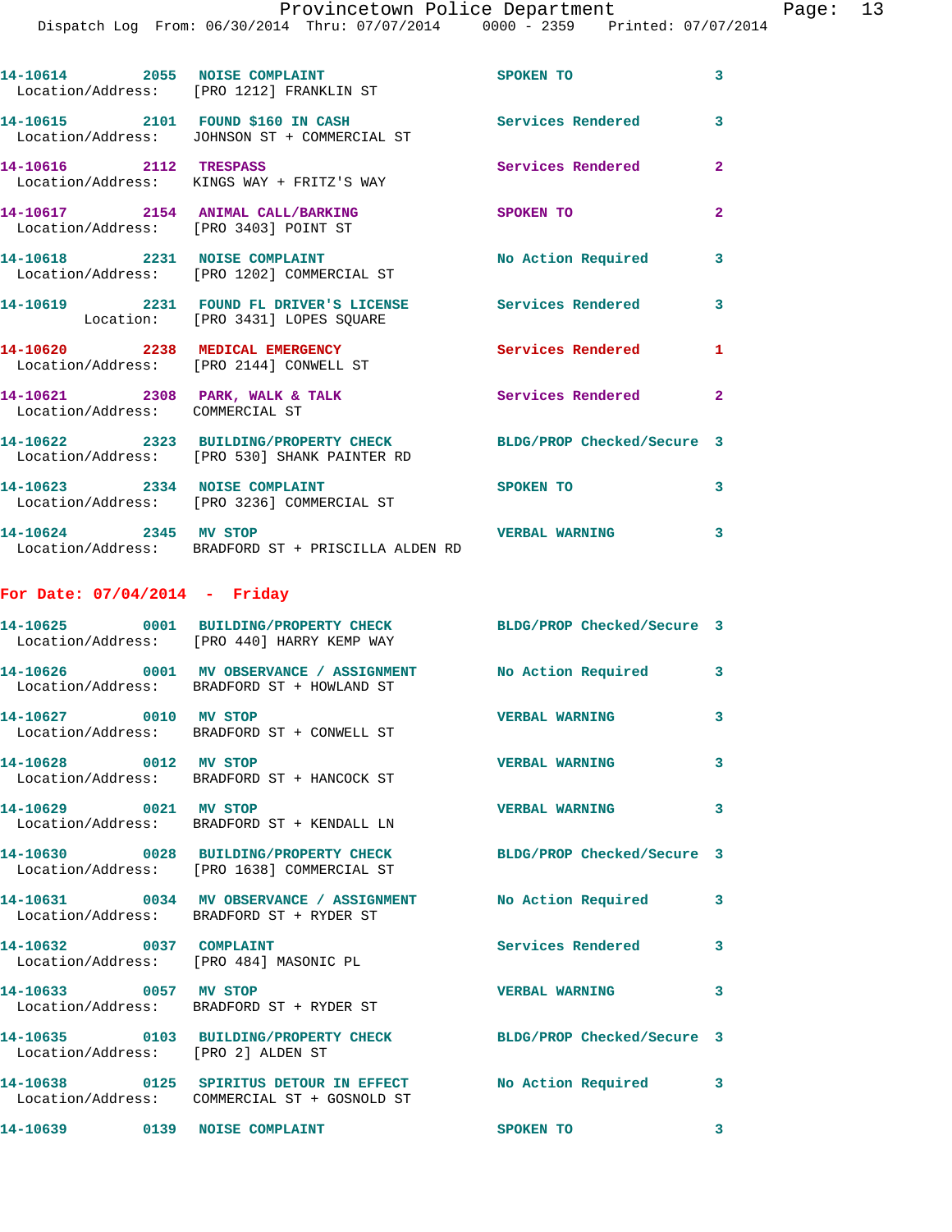14-10614 2055 NOISE COMPLAINT SPOKEN TO 3
Location/Address: [PRO 1212] FRANKLIN ST

14-10615 2101 FOUND $160 IN CASH Services Rendered 3
Location/Address: JOHNSON ST + COMMERCIAL ST

14-10616 2112 TRESPASS Services Rendered 2
Location/Address: KINGS WAY + FRITZ'S WAY

14-10617 2154 ANIMAL CALL/BARKING SPOKEN TO 2
Location/Address: [PRO 3403] POINT ST

14-10618 2231 NOISE COMPLAINT No Action Required 3
Location/Address: [PRO 1202] COMMERCIAL ST

14-10619 2231 FOUND FL DRIVER'S LICENSE Services Rendered 3
Location: [PRO 3431] LOPES SQUARE

14-10620 2238 MEDICAL EMERGENCY Services Rendered 1
Location/Address: [PRO 2144] CONWELL ST

14-10621 2308 PARK, WALK & TALK Services Rendered 2
Location/Address: COMMERCIAL ST

14-10622 2323 BUILDING/PROPERTY CHECK BLDG/PROP Checked/Secure 3
Location/Address: [PRO 530] SHANK PAINTER RD

14-10623 2334 NOISE COMPLAINT SPOKEN TO 3
Location/Address: [PRO 3236] COMMERCIAL ST

14-10624 2345 MV STOP VERBAL WARNING 3
Location/Address: BRADFORD ST + PRISCILLA ALDEN RD

## For Date: 07/04/2014 - Friday

14-10625 0001 BUILDING/PROPERTY CHECK BLDG/PROP Checked/Secure 3
Location/Address: [PRO 440] HARRY KEMP WAY

14-10626 0001 MV OBSERVANCE / ASSIGNMENT No Action Required 3
Location/Address: BRADFORD ST + HOWLAND ST

14-10627 0010 MV STOP VERBAL WARNING 3
Location/Address: BRADFORD ST + CONWELL ST

14-10628 0012 MV STOP VERBAL WARNING 3
Location/Address: BRADFORD ST + HANCOCK ST

14-10629 0021 MV STOP VERBAL WARNING 3
Location/Address: BRADFORD ST + KENDALL LN

14-10630 0028 BUILDING/PROPERTY CHECK BLDG/PROP Checked/Secure 3
Location/Address: [PRO 1638] COMMERCIAL ST

14-10631 0034 MV OBSERVANCE / ASSIGNMENT No Action Required 3
Location/Address: BRADFORD ST + RYDER ST

14-10632 0037 COMPLAINT Services Rendered 3
Location/Address: [PRO 484] MASONIC PL

14-10633 0057 MV STOP VERBAL WARNING 3
Location/Address: BRADFORD ST + RYDER ST

14-10635 0103 BUILDING/PROPERTY CHECK BLDG/PROP Checked/Secure 3
Location/Address: [PRO 2] ALDEN ST

14-10638 0125 SPIRITUS DETOUR IN EFFECT No Action Required 3
Location/Address: COMMERCIAL ST + GOSNOLD ST

14-10639 0139 NOISE COMPLAINT SPOKEN TO 3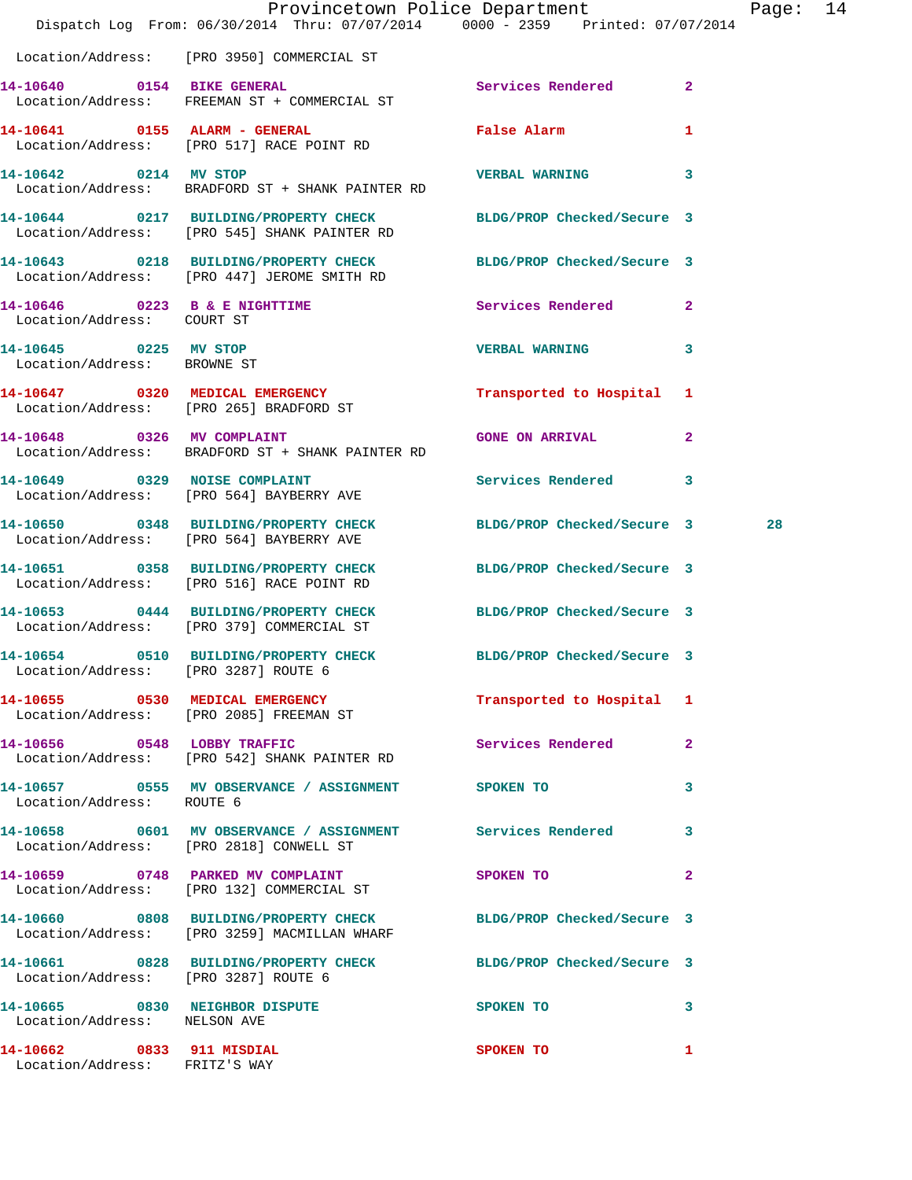Location/Address: [PRO 3950] COMMERCIAL ST

**14-10640** 0154 **BIKE GENERAL** Services Rendered 2
Location/Address: FREEMAN ST + COMMERCIAL ST

**14-10641** 0155 **ALARM - GENERAL** False Alarm 1
Location/Address: [PRO 517] RACE POINT RD

**14-10642** 0214 **MV STOP** VERBAL WARNING 3
Location/Address: BRADFORD ST + SHANK PAINTER RD

**14-10644** 0217 **BUILDING/PROPERTY CHECK** BLDG/PROP Checked/Secure 3
Location/Address: [PRO 545] SHANK PAINTER RD

**14-10643** 0218 **BUILDING/PROPERTY CHECK** BLDG/PROP Checked/Secure 3
Location/Address: [PRO 447] JEROME SMITH RD

**14-10646** 0223 **B & E NIGHTTIME** Services Rendered 2
Location/Address: COURT ST

**14-10645** 0225 **MV STOP** VERBAL WARNING 3
Location/Address: BROWNE ST

**14-10647** 0320 **MEDICAL EMERGENCY** Transported to Hospital 1
Location/Address: [PRO 265] BRADFORD ST

**14-10648** 0326 **MV COMPLAINT** GONE ON ARRIVAL 2
Location/Address: BRADFORD ST + SHANK PAINTER RD

**14-10649** 0329 **NOISE COMPLAINT** Services Rendered 3
Location/Address: [PRO 564] BAYBERRY AVE

**14-10650** 0348 **BUILDING/PROPERTY CHECK** BLDG/PROP Checked/Secure 3 28
Location/Address: [PRO 564] BAYBERRY AVE

**14-10651** 0358 **BUILDING/PROPERTY CHECK** BLDG/PROP Checked/Secure 3
Location/Address: [PRO 516] RACE POINT RD

**14-10653** 0444 **BUILDING/PROPERTY CHECK** BLDG/PROP Checked/Secure 3
Location/Address: [PRO 379] COMMERCIAL ST

**14-10654** 0510 **BUILDING/PROPERTY CHECK** BLDG/PROP Checked/Secure 3
Location/Address: [PRO 3287] ROUTE 6

**14-10655** 0530 **MEDICAL EMERGENCY** Transported to Hospital 1
Location/Address: [PRO 2085] FREEMAN ST

**14-10656** 0548 **LOBBY TRAFFIC** Services Rendered 2
Location/Address: [PRO 542] SHANK PAINTER RD

**14-10657** 0555 **MV OBSERVANCE / ASSIGNMENT** SPOKEN TO 3
Location/Address: ROUTE 6

**14-10658** 0601 **MV OBSERVANCE / ASSIGNMENT** Services Rendered 3
Location/Address: [PRO 2818] CONWELL ST

**14-10659** 0748 **PARKED MV COMPLAINT** SPOKEN TO 2
Location/Address: [PRO 132] COMMERCIAL ST

**14-10660** 0808 **BUILDING/PROPERTY CHECK** BLDG/PROP Checked/Secure 3
Location/Address: [PRO 3259] MACMILLAN WHARF

**14-10661** 0828 **BUILDING/PROPERTY CHECK** BLDG/PROP Checked/Secure 3
Location/Address: [PRO 3287] ROUTE 6

**14-10665** 0830 **NEIGHBOR DISPUTE** SPOKEN TO 3
Location/Address: NELSON AVE

**14-10662** 0833 **911 MISDIAL** SPOKEN TO 1
Location/Address: FRITZ'S WAY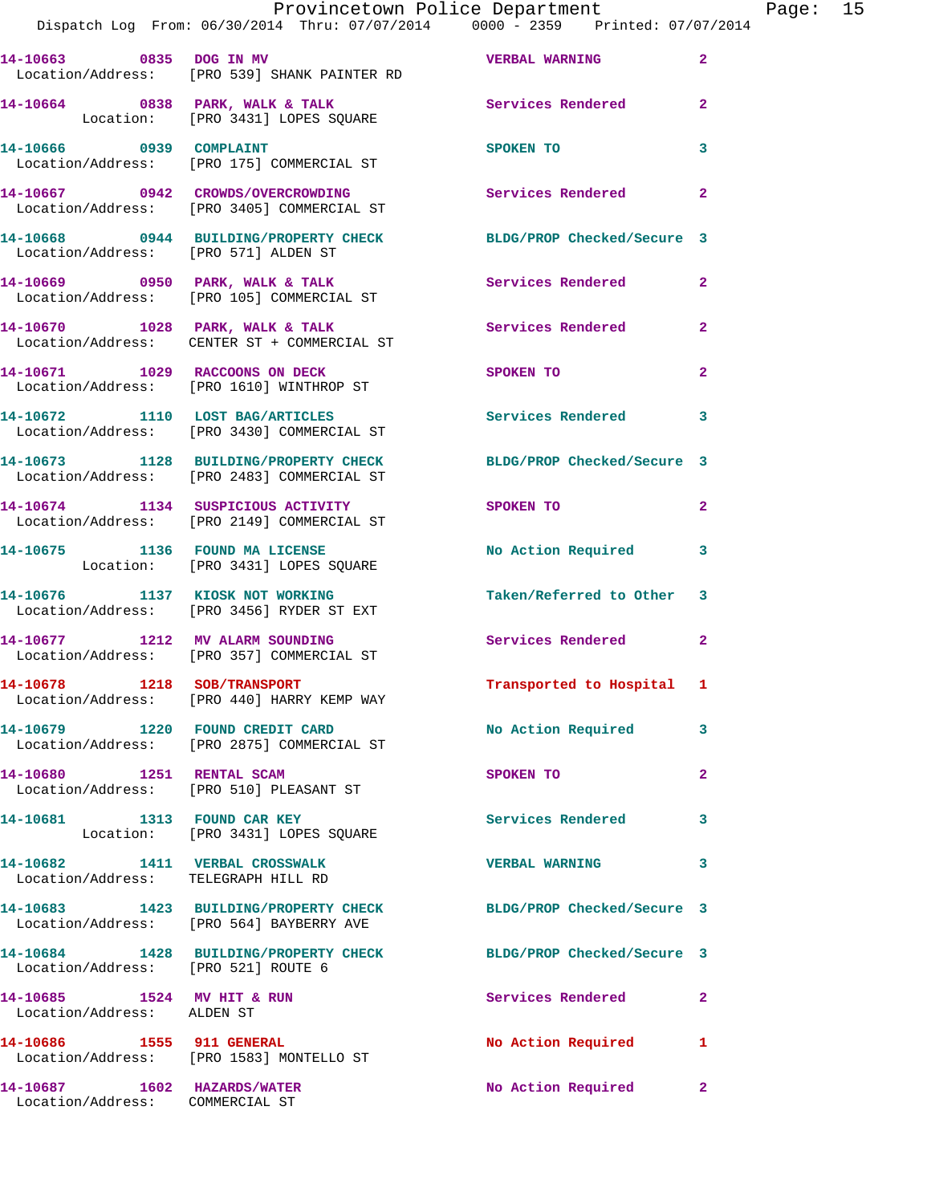| Call Number | Time | Call Reason | Action | Priority |
|---|---|---|---|---|
| 14-10663 | 0835 | DOG IN MV | VERBAL WARNING | 2 |
| Location/Address: | | [PRO 539] SHANK PAINTER RD | | |
| 14-10664 | 0838 | PARK, WALK & TALK | Services Rendered | 2 |
| Location: | | [PRO 3431] LOPES SQUARE | | |
| 14-10666 | 0939 | COMPLAINT | SPOKEN TO | 3 |
| Location/Address: | | [PRO 175] COMMERCIAL ST | | |
| 14-10667 | 0942 | CROWDS/OVERCROWDING | Services Rendered | 2 |
| Location/Address: | | [PRO 3405] COMMERCIAL ST | | |
| 14-10668 | 0944 | BUILDING/PROPERTY CHECK | BLDG/PROP Checked/Secure | 3 |
| Location/Address: | | [PRO 571] ALDEN ST | | |
| 14-10669 | 0950 | PARK, WALK & TALK | Services Rendered | 2 |
| Location/Address: | | [PRO 105] COMMERCIAL ST | | |
| 14-10670 | 1028 | PARK, WALK & TALK | Services Rendered | 2 |
| Location/Address: | | CENTER ST + COMMERCIAL ST | | |
| 14-10671 | 1029 | RACCOONS ON DECK | SPOKEN TO | 2 |
| Location/Address: | | [PRO 1610] WINTHROP ST | | |
| 14-10672 | 1110 | LOST BAG/ARTICLES | Services Rendered | 3 |
| Location/Address: | | [PRO 3430] COMMERCIAL ST | | |
| 14-10673 | 1128 | BUILDING/PROPERTY CHECK | BLDG/PROP Checked/Secure | 3 |
| Location/Address: | | [PRO 2483] COMMERCIAL ST | | |
| 14-10674 | 1134 | SUSPICIOUS ACTIVITY | SPOKEN TO | 2 |
| Location/Address: | | [PRO 2149] COMMERCIAL ST | | |
| 14-10675 | 1136 | FOUND MA LICENSE | No Action Required | 3 |
| Location: | | [PRO 3431] LOPES SQUARE | | |
| 14-10676 | 1137 | KIOSK NOT WORKING | Taken/Referred to Other | 3 |
| Location/Address: | | [PRO 3456] RYDER ST EXT | | |
| 14-10677 | 1212 | MV ALARM SOUNDING | Services Rendered | 2 |
| Location/Address: | | [PRO 357] COMMERCIAL ST | | |
| 14-10678 | 1218 | SOB/TRANSPORT | Transported to Hospital | 1 |
| Location/Address: | | [PRO 440] HARRY KEMP WAY | | |
| 14-10679 | 1220 | FOUND CREDIT CARD | No Action Required | 3 |
| Location/Address: | | [PRO 2875] COMMERCIAL ST | | |
| 14-10680 | 1251 | RENTAL SCAM | SPOKEN TO | 2 |
| Location/Address: | | [PRO 510] PLEASANT ST | | |
| 14-10681 | 1313 | FOUND CAR KEY | Services Rendered | 3 |
| Location: | | [PRO 3431] LOPES SQUARE | | |
| 14-10682 | 1411 | VERBAL CROSSWALK | VERBAL WARNING | 3 |
| Location/Address: | | TELEGRAPH HILL RD | | |
| 14-10683 | 1423 | BUILDING/PROPERTY CHECK | BLDG/PROP Checked/Secure | 3 |
| Location/Address: | | [PRO 564] BAYBERRY AVE | | |
| 14-10684 | 1428 | BUILDING/PROPERTY CHECK | BLDG/PROP Checked/Secure | 3 |
| Location/Address: | | [PRO 521] ROUTE 6 | | |
| 14-10685 | 1524 | MV HIT & RUN | Services Rendered | 2 |
| Location/Address: | | ALDEN ST | | |
| 14-10686 | 1555 | 911 GENERAL | No Action Required | 1 |
| Location/Address: | | [PRO 1583] MONTELLO ST | | |
| 14-10687 | 1602 | HAZARDS/WATER | No Action Required | 2 |
| Location/Address: | | COMMERCIAL ST | | |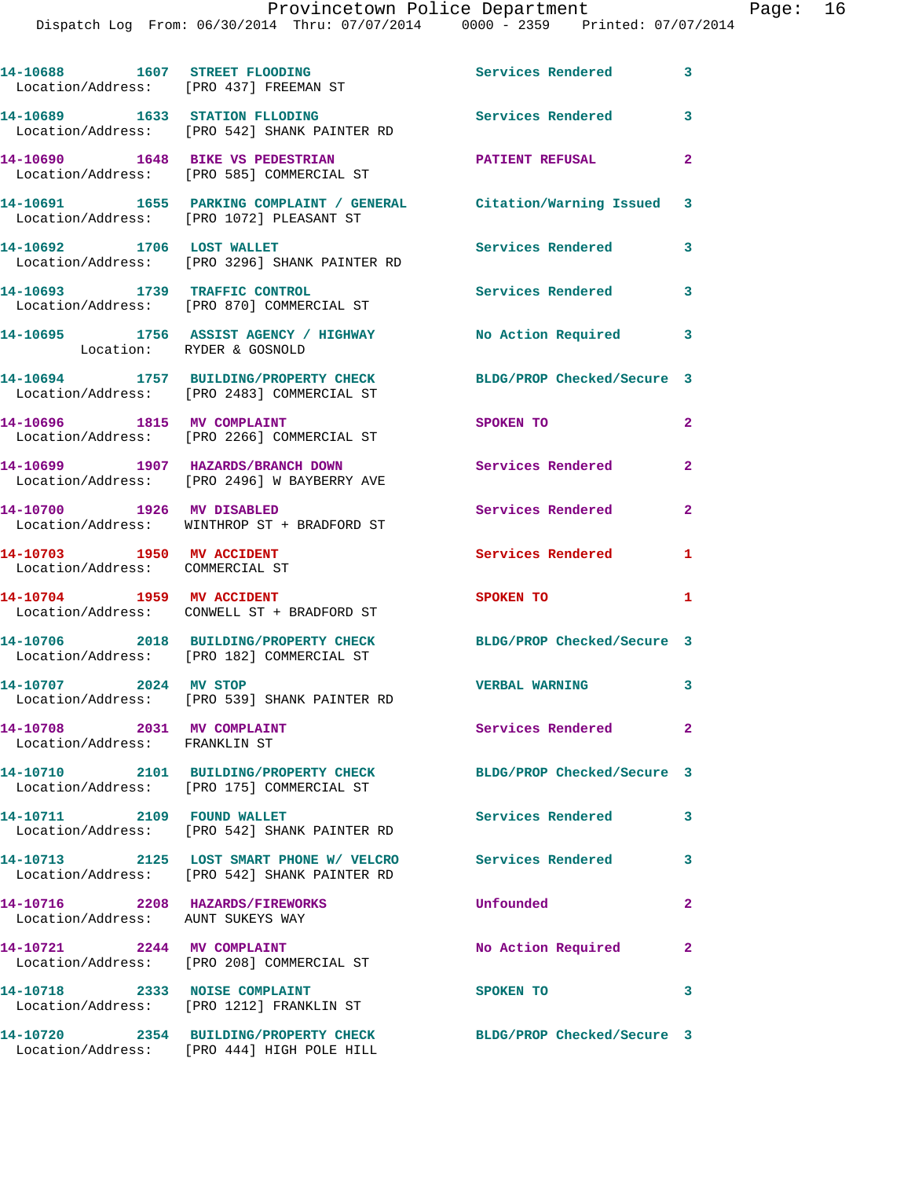14-10688 1607 STREET FLOODING Services Rendered 3
Location/Address: [PRO 437] FREEMAN ST

14-10689 1633 STATION FLLODING Services Rendered 3
Location/Address: [PRO 542] SHANK PAINTER RD

14-10690 1648 BIKE VS PEDESTRIAN PATIENT REFUSAL 2
Location/Address: [PRO 585] COMMERCIAL ST

14-10691 1655 PARKING COMPLAINT / GENERAL Citation/Warning Issued 3
Location/Address: [PRO 1072] PLEASANT ST

14-10692 1706 LOST WALLET Services Rendered 3
Location/Address: [PRO 3296] SHANK PAINTER RD

14-10693 1739 TRAFFIC CONTROL Services Rendered 3
Location/Address: [PRO 870] COMMERCIAL ST

14-10695 1756 ASSIST AGENCY / HIGHWAY No Action Required 3
Location: RYDER & GOSNOLD

14-10694 1757 BUILDING/PROPERTY CHECK BLDG/PROP Checked/Secure 3
Location/Address: [PRO 2483] COMMERCIAL ST

14-10696 1815 MV COMPLAINT SPOKEN TO 2
Location/Address: [PRO 2266] COMMERCIAL ST

14-10699 1907 HAZARDS/BRANCH DOWN Services Rendered 2
Location/Address: [PRO 2496] W BAYBERRY AVE

14-10700 1926 MV DISABLED Services Rendered 2
Location/Address: WINTHROP ST + BRADFORD ST

14-10703 1950 MV ACCIDENT Services Rendered 1
Location/Address: COMMERCIAL ST

14-10704 1959 MV ACCIDENT SPOKEN TO 1
Location/Address: CONWELL ST + BRADFORD ST

14-10706 2018 BUILDING/PROPERTY CHECK BLDG/PROP Checked/Secure 3
Location/Address: [PRO 182] COMMERCIAL ST

14-10707 2024 MV STOP VERBAL WARNING 3
Location/Address: [PRO 539] SHANK PAINTER RD

14-10708 2031 MV COMPLAINT Services Rendered 2
Location/Address: FRANKLIN ST

14-10710 2101 BUILDING/PROPERTY CHECK BLDG/PROP Checked/Secure 3
Location/Address: [PRO 175] COMMERCIAL ST

14-10711 2109 FOUND WALLET Services Rendered 3
Location/Address: [PRO 542] SHANK PAINTER RD

14-10713 2125 LOST SMART PHONE W/ VELCRO Services Rendered 3
Location/Address: [PRO 542] SHANK PAINTER RD

14-10716 2208 HAZARDS/FIREWORKS Unfounded 2
Location/Address: AUNT SUKEYS WAY

14-10721 2244 MV COMPLAINT No Action Required 2
Location/Address: [PRO 208] COMMERCIAL ST

14-10718 2333 NOISE COMPLAINT SPOKEN TO 3
Location/Address: [PRO 1212] FRANKLIN ST

14-10720 2354 BUILDING/PROPERTY CHECK BLDG/PROP Checked/Secure 3
Location/Address: [PRO 444] HIGH POLE HILL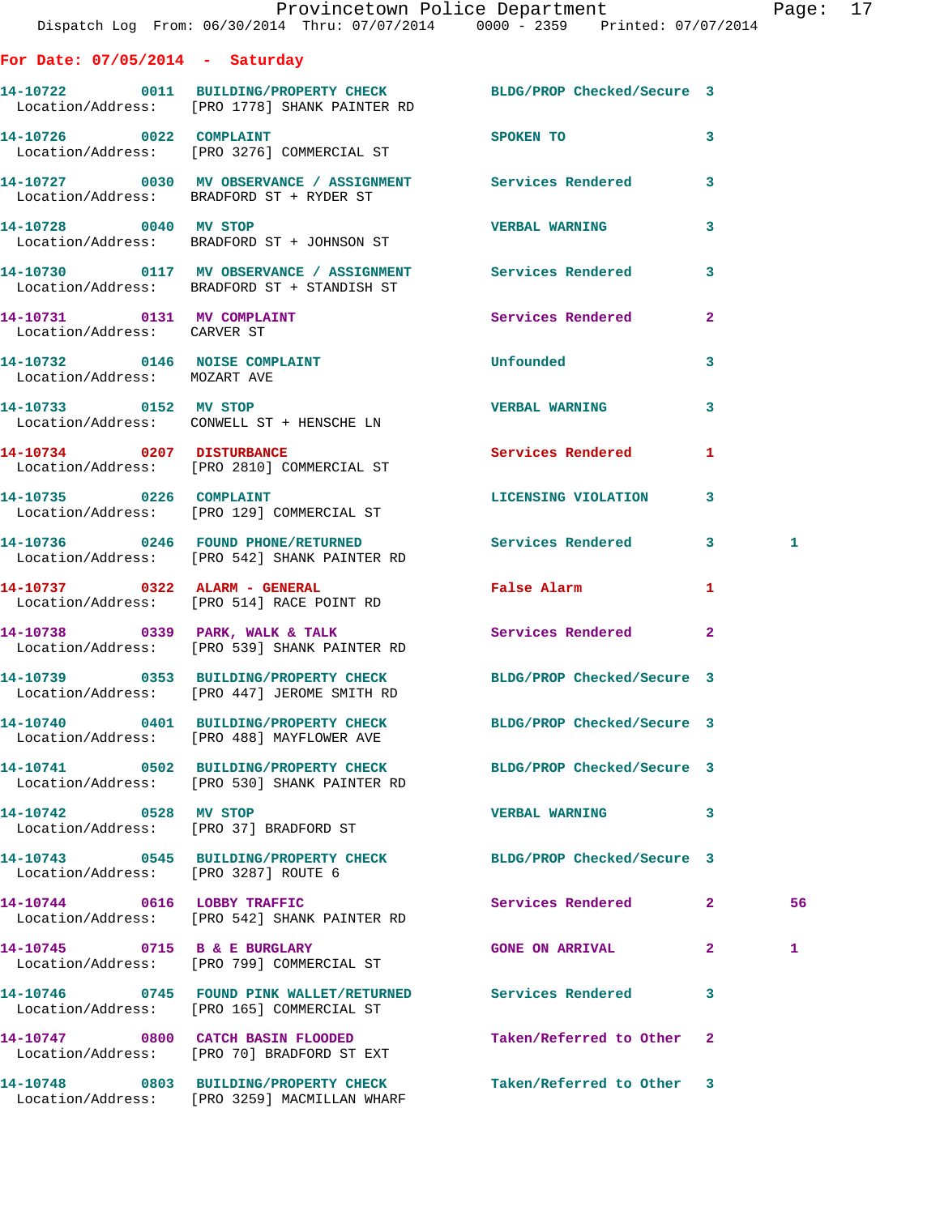## For Date: 07/05/2014 - Saturday

| Call # | Time | Call Type | Disposition | Priority | |
|---|---|---|---|---|---|
| 14-10722 | 0011 | BUILDING/PROPERTY CHECK | BLDG/PROP Checked/Secure | 3 | |
| Location/Address: | | [PRO 1778] SHANK PAINTER RD | | | |
| 14-10726 | 0022 | COMPLAINT | SPOKEN TO | 3 | |
| Location/Address: | | [PRO 3276] COMMERCIAL ST | | | |
| 14-10727 | 0030 | MV OBSERVANCE / ASSIGNMENT | Services Rendered | 3 | |
| Location/Address: | | BRADFORD ST + RYDER ST | | | |
| 14-10728 | 0040 | MV STOP | VERBAL WARNING | 3 | |
| Location/Address: | | BRADFORD ST + JOHNSON ST | | | |
| 14-10730 | 0117 | MV OBSERVANCE / ASSIGNMENT | Services Rendered | 3 | |
| Location/Address: | | BRADFORD ST + STANDISH ST | | | |
| 14-10731 | 0131 | MV COMPLAINT | Services Rendered | 2 | |
| Location/Address: | | CARVER ST | | | |
| 14-10732 | 0146 | NOISE COMPLAINT | Unfounded | 3 | |
| Location/Address: | | MOZART AVE | | | |
| 14-10733 | 0152 | MV STOP | VERBAL WARNING | 3 | |
| Location/Address: | | CONWELL ST + HENSCHE LN | | | |
| 14-10734 | 0207 | DISTURBANCE | Services Rendered | 1 | |
| Location/Address: | | [PRO 2810] COMMERCIAL ST | | | |
| 14-10735 | 0226 | COMPLAINT | LICENSING VIOLATION | 3 | |
| Location/Address: | | [PRO 129] COMMERCIAL ST | | | |
| 14-10736 | 0246 | FOUND PHONE/RETURNED | Services Rendered | 3 | 1 |
| Location/Address: | | [PRO 542] SHANK PAINTER RD | | | |
| 14-10737 | 0322 | ALARM - GENERAL | False Alarm | 1 | |
| Location/Address: | | [PRO 514] RACE POINT RD | | | |
| 14-10738 | 0339 | PARK, WALK & TALK | Services Rendered | 2 | |
| Location/Address: | | [PRO 539] SHANK PAINTER RD | | | |
| 14-10739 | 0353 | BUILDING/PROPERTY CHECK | BLDG/PROP Checked/Secure | 3 | |
| Location/Address: | | [PRO 447] JEROME SMITH RD | | | |
| 14-10740 | 0401 | BUILDING/PROPERTY CHECK | BLDG/PROP Checked/Secure | 3 | |
| Location/Address: | | [PRO 488] MAYFLOWER AVE | | | |
| 14-10741 | 0502 | BUILDING/PROPERTY CHECK | BLDG/PROP Checked/Secure | 3 | |
| Location/Address: | | [PRO 530] SHANK PAINTER RD | | | |
| 14-10742 | 0528 | MV STOP | VERBAL WARNING | 3 | |
| Location/Address: | | [PRO 37] BRADFORD ST | | | |
| 14-10743 | 0545 | BUILDING/PROPERTY CHECK | BLDG/PROP Checked/Secure | 3 | |
| Location/Address: | | [PRO 3287] ROUTE 6 | | | |
| 14-10744 | 0616 | LOBBY TRAFFIC | Services Rendered | 2 | 56 |
| Location/Address: | | [PRO 542] SHANK PAINTER RD | | | |
| 14-10745 | 0715 | B & E BURGLARY | GONE ON ARRIVAL | 2 | 1 |
| Location/Address: | | [PRO 799] COMMERCIAL ST | | | |
| 14-10746 | 0745 | FOUND PINK WALLET/RETURNED | Services Rendered | 3 | |
| Location/Address: | | [PRO 165] COMMERCIAL ST | | | |
| 14-10747 | 0800 | CATCH BASIN FLOODED | Taken/Referred to Other | 2 | |
| Location/Address: | | [PRO 70] BRADFORD ST EXT | | | |
| 14-10748 | 0803 | BUILDING/PROPERTY CHECK | Taken/Referred to Other | 3 | |
| Location/Address: | | [PRO 3259] MACMILLAN WHARF | | | |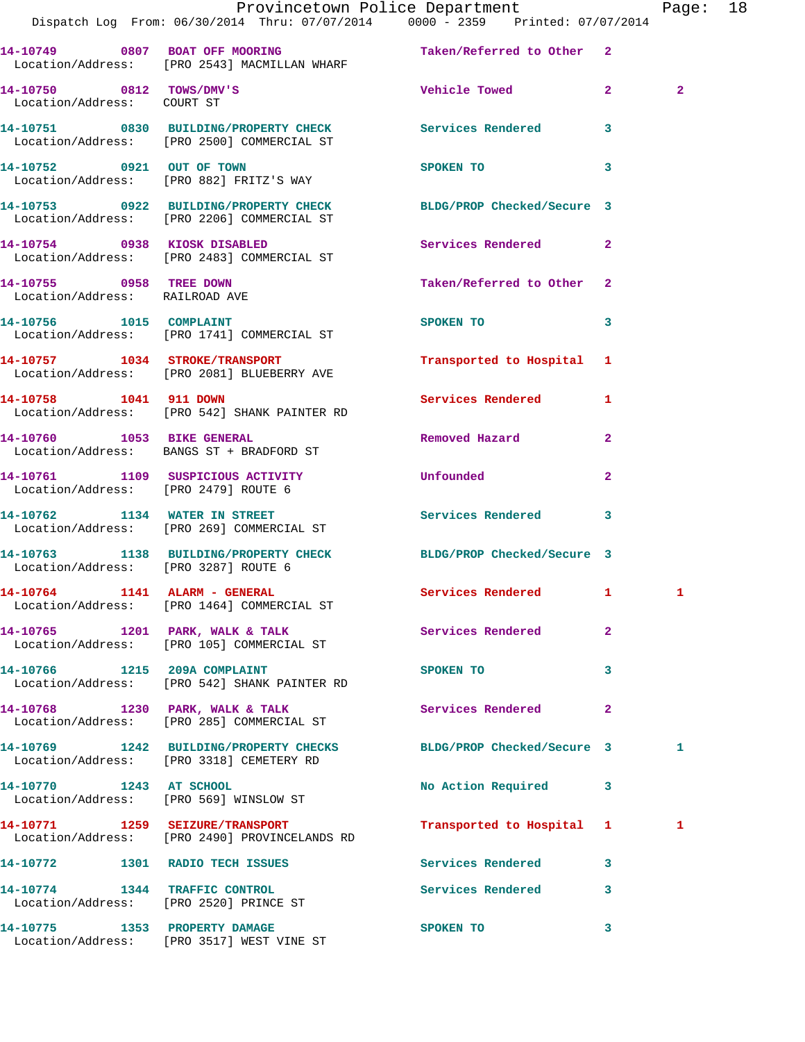| Call # | Time | Call Reason | Action | Priority | |
|---|---|---|---|---|---|
| 14-10749 | 0807 | BOAT OFF MOORING | Taken/Referred to Other | 2 | |
| Location/Address: | | [PRO 2543] MACMILLAN WHARF | | | |
| 14-10750 | 0812 | TOWS/DMV'S | Vehicle Towed | 2 | 2 |
| Location/Address: | | COURT ST | | | |
| 14-10751 | 0830 | BUILDING/PROPERTY CHECK | Services Rendered | 3 | |
| Location/Address: | | [PRO 2500] COMMERCIAL ST | | | |
| 14-10752 | 0921 | OUT OF TOWN | SPOKEN TO | 3 | |
| Location/Address: | | [PRO 882] FRITZ'S WAY | | | |
| 14-10753 | 0922 | BUILDING/PROPERTY CHECK | BLDG/PROP Checked/Secure | 3 | |
| Location/Address: | | [PRO 2206] COMMERCIAL ST | | | |
| 14-10754 | 0938 | KIOSK DISABLED | Services Rendered | 2 | |
| Location/Address: | | [PRO 2483] COMMERCIAL ST | | | |
| 14-10755 | 0958 | TREE DOWN | Taken/Referred to Other | 2 | |
| Location/Address: | | RAILROAD AVE | | | |
| 14-10756 | 1015 | COMPLAINT | SPOKEN TO | 3 | |
| Location/Address: | | [PRO 1741] COMMERCIAL ST | | | |
| 14-10757 | 1034 | STROKE/TRANSPORT | Transported to Hospital | 1 | |
| Location/Address: | | [PRO 2081] BLUEBERRY AVE | | | |
| 14-10758 | 1041 | 911 DOWN | Services Rendered | 1 | |
| Location/Address: | | [PRO 542] SHANK PAINTER RD | | | |
| 14-10760 | 1053 | BIKE GENERAL | Removed Hazard | 2 | |
| Location/Address: | | BANGS ST + BRADFORD ST | | | |
| 14-10761 | 1109 | SUSPICIOUS ACTIVITY | Unfounded | 2 | |
| Location/Address: | | [PRO 2479] ROUTE 6 | | | |
| 14-10762 | 1134 | WATER IN STREET | Services Rendered | 3 | |
| Location/Address: | | [PRO 269] COMMERCIAL ST | | | |
| 14-10763 | 1138 | BUILDING/PROPERTY CHECK | BLDG/PROP Checked/Secure | 3 | |
| Location/Address: | | [PRO 3287] ROUTE 6 | | | |
| 14-10764 | 1141 | ALARM - GENERAL | Services Rendered | 1 | 1 |
| Location/Address: | | [PRO 1464] COMMERCIAL ST | | | |
| 14-10765 | 1201 | PARK, WALK & TALK | Services Rendered | 2 | |
| Location/Address: | | [PRO 105] COMMERCIAL ST | | | |
| 14-10766 | 1215 | 209A COMPLAINT | SPOKEN TO | 3 | |
| Location/Address: | | [PRO 542] SHANK PAINTER RD | | | |
| 14-10768 | 1230 | PARK, WALK & TALK | Services Rendered | 2 | |
| Location/Address: | | [PRO 285] COMMERCIAL ST | | | |
| 14-10769 | 1242 | BUILDING/PROPERTY CHECKS | BLDG/PROP Checked/Secure | 3 | 1 |
| Location/Address: | | [PRO 3318] CEMETERY RD | | | |
| 14-10770 | 1243 | AT SCHOOL | No Action Required | 3 | |
| Location/Address: | | [PRO 569] WINSLOW ST | | | |
| 14-10771 | 1259 | SEIZURE/TRANSPORT | Transported to Hospital | 1 | 1 |
| Location/Address: | | [PRO 2490] PROVINCELANDS RD | | | |
| 14-10772 | 1301 | RADIO TECH ISSUES | Services Rendered | 3 | |
| 14-10774 | 1344 | TRAFFIC CONTROL | Services Rendered | 3 | |
| Location/Address: | | [PRO 2520] PRINCE ST | | | |
| 14-10775 | 1353 | PROPERTY DAMAGE | SPOKEN TO | 3 | |
| Location/Address: | | [PRO 3517] WEST VINE ST | | | |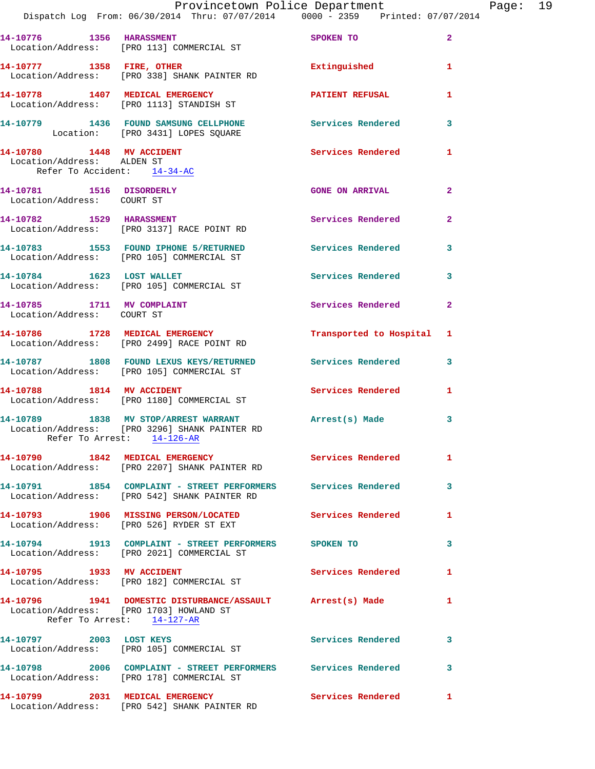14-10776 1356 HARASSMENT SPOKEN TO 2
Location/Address: [PRO 113] COMMERCIAL ST

14-10777 1358 FIRE, OTHER Extinguished 1
Location/Address: [PRO 338] SHANK PAINTER RD

14-10778 1407 MEDICAL EMERGENCY PATIENT REFUSAL 1
Location/Address: [PRO 1113] STANDISH ST

14-10779 1436 FOUND SAMSUNG CELLPHONE Services Rendered 3
Location: [PRO 3431] LOPES SQUARE

14-10780 1448 MV ACCIDENT Services Rendered 1
Location/Address: ALDEN ST
Refer To Accident: 14-34-AC

14-10781 1516 DISORDERLY GONE ON ARRIVAL 2
Location/Address: COURT ST

14-10782 1529 HARASSMENT Services Rendered 2
Location/Address: [PRO 3137] RACE POINT RD

14-10783 1553 FOUND IPHONE 5/RETURNED Services Rendered 3
Location/Address: [PRO 105] COMMERCIAL ST

14-10784 1623 LOST WALLET Services Rendered 3
Location/Address: [PRO 105] COMMERCIAL ST

14-10785 1711 MV COMPLAINT Services Rendered 2
Location/Address: COURT ST

14-10786 1728 MEDICAL EMERGENCY Transported to Hospital 1
Location/Address: [PRO 2499] RACE POINT RD

14-10787 1808 FOUND LEXUS KEYS/RETURNED Services Rendered 3
Location/Address: [PRO 105] COMMERCIAL ST

14-10788 1814 MV ACCIDENT Services Rendered 1
Location/Address: [PRO 1180] COMMERCIAL ST

14-10789 1838 MV STOP/ARREST WARRANT Arrest(s) Made 3
Location/Address: [PRO 3296] SHANK PAINTER RD
Refer To Arrest: 14-126-AR

14-10790 1842 MEDICAL EMERGENCY Services Rendered 1
Location/Address: [PRO 2207] SHANK PAINTER RD

14-10791 1854 COMPLAINT - STREET PERFORMERS Services Rendered 3
Location/Address: [PRO 542] SHANK PAINTER RD

14-10793 1906 MISSING PERSON/LOCATED Services Rendered 1
Location/Address: [PRO 526] RYDER ST EXT

14-10794 1913 COMPLAINT - STREET PERFORMERS SPOKEN TO 3
Location/Address: [PRO 2021] COMMERCIAL ST

14-10795 1933 MV ACCIDENT Services Rendered 1
Location/Address: [PRO 182] COMMERCIAL ST

14-10796 1941 DOMESTIC DISTURBANCE/ASSAULT Arrest(s) Made 1
Location/Address: [PRO 1703] HOWLAND ST
Refer To Arrest: 14-127-AR

14-10797 2003 LOST KEYS Services Rendered 3
Location/Address: [PRO 105] COMMERCIAL ST

14-10798 2006 COMPLAINT - STREET PERFORMERS Services Rendered 3
Location/Address: [PRO 178] COMMERCIAL ST

14-10799 2031 MEDICAL EMERGENCY Services Rendered 1
Location/Address: [PRO 542] SHANK PAINTER RD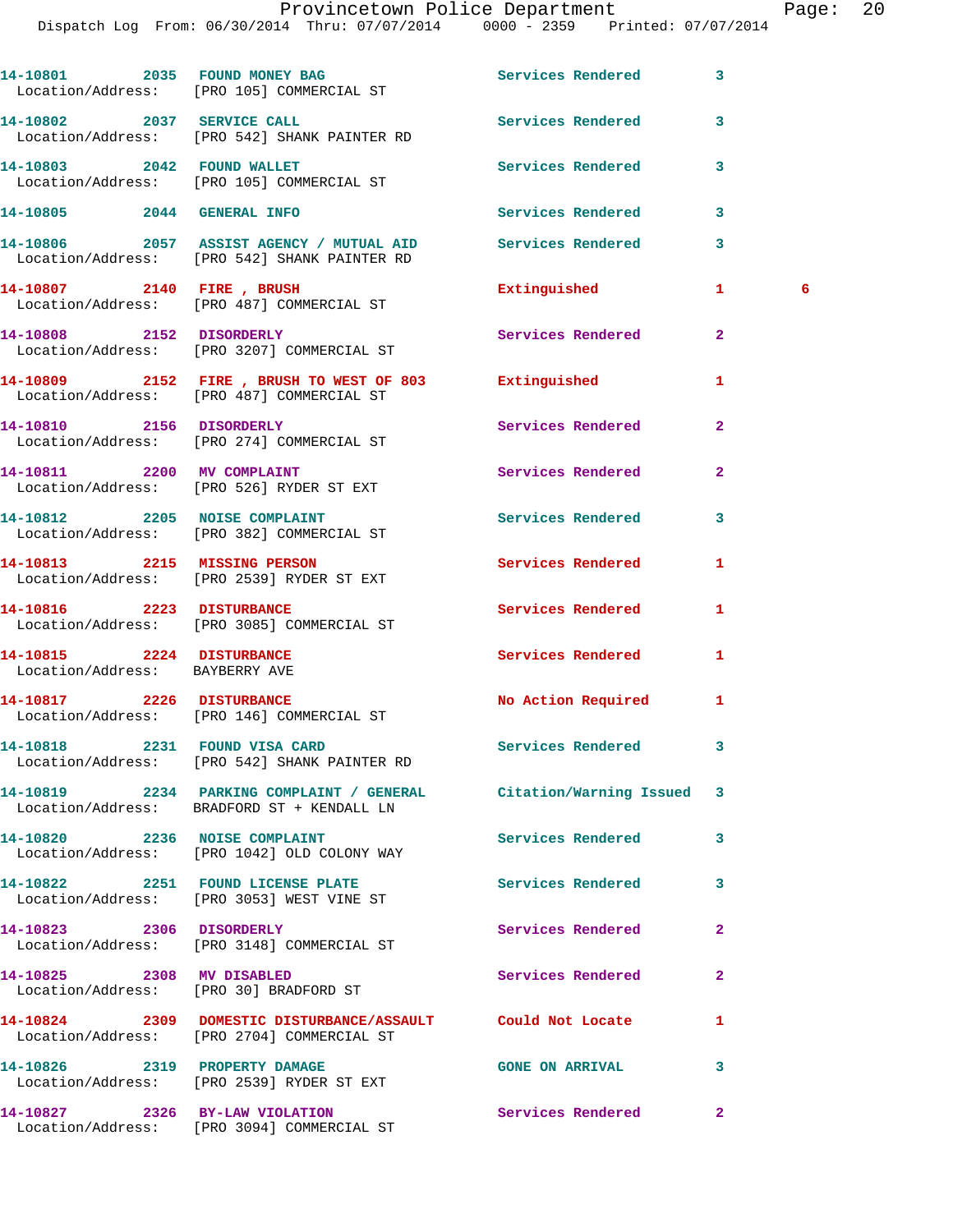14-10801 2035 FOUND MONEY BAG Services Rendered 3
Location/Address: [PRO 105] COMMERCIAL ST

14-10802 2037 SERVICE CALL Services Rendered 3
Location/Address: [PRO 542] SHANK PAINTER RD

14-10803 2042 FOUND WALLET Services Rendered 3
Location/Address: [PRO 105] COMMERCIAL ST

14-10805 2044 GENERAL INFO Services Rendered 3

14-10806 2057 ASSIST AGENCY / MUTUAL AID Services Rendered 3
Location/Address: [PRO 542] SHANK PAINTER RD

14-10807 2140 FIRE , BRUSH Extinguished 1 6
Location/Address: [PRO 487] COMMERCIAL ST

14-10808 2152 DISORDERLY Services Rendered 2
Location/Address: [PRO 3207] COMMERCIAL ST

14-10809 2152 FIRE , BRUSH TO WEST OF 803 Extinguished 1
Location/Address: [PRO 487] COMMERCIAL ST

14-10810 2156 DISORDERLY Services Rendered 2
Location/Address: [PRO 274] COMMERCIAL ST

14-10811 2200 MV COMPLAINT Services Rendered 2
Location/Address: [PRO 526] RYDER ST EXT

14-10812 2205 NOISE COMPLAINT Services Rendered 3
Location/Address: [PRO 382] COMMERCIAL ST

14-10813 2215 MISSING PERSON Services Rendered 1
Location/Address: [PRO 2539] RYDER ST EXT

14-10816 2223 DISTURBANCE Services Rendered 1
Location/Address: [PRO 3085] COMMERCIAL ST

14-10815 2224 DISTURBANCE Services Rendered 1
Location/Address: BAYBERRY AVE

14-10817 2226 DISTURBANCE No Action Required 1
Location/Address: [PRO 146] COMMERCIAL ST

14-10818 2231 FOUND VISA CARD Services Rendered 3
Location/Address: [PRO 542] SHANK PAINTER RD

14-10819 2234 PARKING COMPLAINT / GENERAL Citation/Warning Issued 3
Location/Address: BRADFORD ST + KENDALL LN

14-10820 2236 NOISE COMPLAINT Services Rendered 3
Location/Address: [PRO 1042] OLD COLONY WAY

14-10822 2251 FOUND LICENSE PLATE Services Rendered 3
Location/Address: [PRO 3053] WEST VINE ST

14-10823 2306 DISORDERLY Services Rendered 2
Location/Address: [PRO 3148] COMMERCIAL ST

14-10825 2308 MV DISABLED Services Rendered 2
Location/Address: [PRO 30] BRADFORD ST

14-10824 2309 DOMESTIC DISTURBANCE/ASSAULT Could Not Locate 1
Location/Address: [PRO 2704] COMMERCIAL ST

14-10826 2319 PROPERTY DAMAGE GONE ON ARRIVAL 3
Location/Address: [PRO 2539] RYDER ST EXT

14-10827 2326 BY-LAW VIOLATION Services Rendered 2
Location/Address: [PRO 3094] COMMERCIAL ST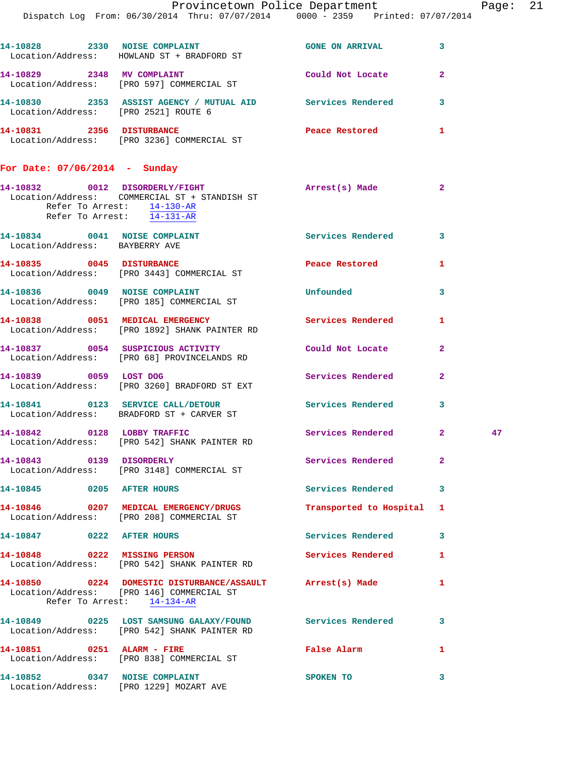14-10828 2330 NOISE COMPLAINT GONE ON ARRIVAL 3
Location/Address: HOWLAND ST + BRADFORD ST

14-10829 2348 MV COMPLAINT Could Not Locate 2
Location/Address: [PRO 597] COMMERCIAL ST

14-10830 2353 ASSIST AGENCY / MUTUAL AID Services Rendered 3
Location/Address: [PRO 2521] ROUTE 6

14-10831 2356 DISTURBANCE Peace Restored 1
Location/Address: [PRO 3236] COMMERCIAL ST

## For Date: 07/06/2014 - Sunday

14-10832 0012 DISORDERLY/FIGHT Arrest(s) Made 2
Location/Address: COMMERCIAL ST + STANDISH ST
Refer To Arrest: 14-130-AR
Refer To Arrest: 14-131-AR

14-10834 0041 NOISE COMPLAINT Services Rendered 3
Location/Address: BAYBERRY AVE

14-10835 0045 DISTURBANCE Peace Restored 1
Location/Address: [PRO 3443] COMMERCIAL ST

14-10836 0049 NOISE COMPLAINT Unfounded 3
Location/Address: [PRO 185] COMMERCIAL ST

14-10838 0051 MEDICAL EMERGENCY Services Rendered 1
Location/Address: [PRO 1892] SHANK PAINTER RD

14-10837 0054 SUSPICIOUS ACTIVITY Could Not Locate 2
Location/Address: [PRO 68] PROVINCELANDS RD

14-10839 0059 LOST DOG Services Rendered 2
Location/Address: [PRO 3260] BRADFORD ST EXT

14-10841 0123 SERVICE CALL/DETOUR Services Rendered 3
Location/Address: BRADFORD ST + CARVER ST

14-10842 0128 LOBBY TRAFFIC Services Rendered 2 47
Location/Address: [PRO 542] SHANK PAINTER RD

14-10843 0139 DISORDERLY Services Rendered 2
Location/Address: [PRO 3148] COMMERCIAL ST

14-10845 0205 AFTER HOURS Services Rendered 3

14-10846 0207 MEDICAL EMERGENCY/DRUGS Transported to Hospital 1
Location/Address: [PRO 208] COMMERCIAL ST

14-10847 0222 AFTER HOURS Services Rendered 3

14-10848 0222 MISSING PERSON Services Rendered 1
Location/Address: [PRO 542] SHANK PAINTER RD

14-10850 0224 DOMESTIC DISTURBANCE/ASSAULT Arrest(s) Made 1
Location/Address: [PRO 146] COMMERCIAL ST
Refer To Arrest: 14-134-AR

14-10849 0225 LOST SAMSUNG GALAXY/FOUND Services Rendered 3
Location/Address: [PRO 542] SHANK PAINTER RD

14-10851 0251 ALARM - FIRE False Alarm 1
Location/Address: [PRO 838] COMMERCIAL ST

14-10852 0347 NOISE COMPLAINT SPOKEN TO 3
Location/Address: [PRO 1229] MOZART AVE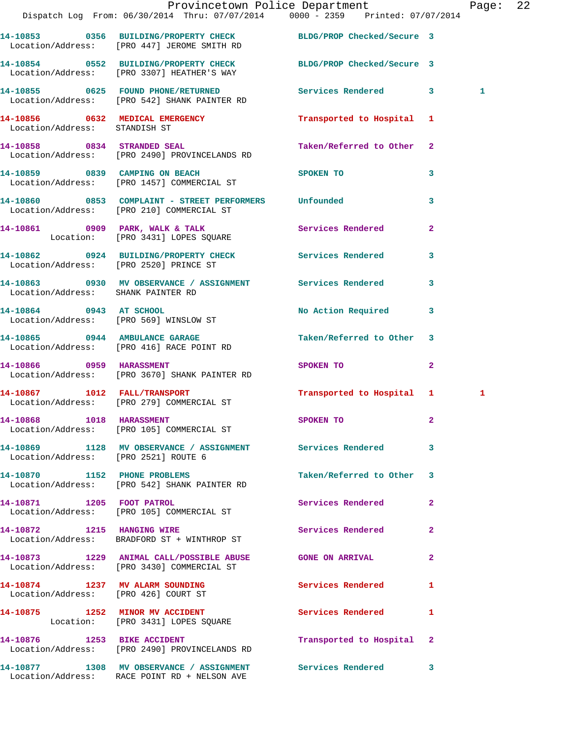| Call # | Time | Call Reason | Action | Priority | |
|---|---|---|---|---|---|
| 14-10853 | 0356 | BUILDING/PROPERTY CHECK | BLDG/PROP Checked/Secure | 3 | |
| Location/Address: | | [PRO 447] JEROME SMITH RD | | | |
| 14-10854 | 0552 | BUILDING/PROPERTY CHECK | BLDG/PROP Checked/Secure | 3 | |
| Location/Address: | | [PRO 3307] HEATHER'S WAY | | | |
| 14-10855 | 0625 | FOUND PHONE/RETURNED | Services Rendered | 3 | 1 |
| Location/Address: | | [PRO 542] SHANK PAINTER RD | | | |
| 14-10856 | 0632 | MEDICAL EMERGENCY | Transported to Hospital | 1 | |
| Location/Address: | | STANDISH ST | | | |
| 14-10858 | 0834 | STRANDED SEAL | Taken/Referred to Other | 2 | |
| Location/Address: | | [PRO 2490] PROVINCELANDS RD | | | |
| 14-10859 | 0839 | CAMPING ON BEACH | SPOKEN TO | 3 | |
| Location/Address: | | [PRO 1457] COMMERCIAL ST | | | |
| 14-10860 | 0853 | COMPLAINT - STREET PERFORMERS | Unfounded | 3 | |
| Location/Address: | | [PRO 210] COMMERCIAL ST | | | |
| 14-10861 | 0909 | PARK, WALK & TALK | Services Rendered | 2 | |
| Location: | | [PRO 3431] LOPES SQUARE | | | |
| 14-10862 | 0924 | BUILDING/PROPERTY CHECK | Services Rendered | 3 | |
| Location/Address: | | [PRO 2520] PRINCE ST | | | |
| 14-10863 | 0930 | MV OBSERVANCE / ASSIGNMENT | Services Rendered | 3 | |
| Location/Address: | | SHANK PAINTER RD | | | |
| 14-10864 | 0943 | AT SCHOOL | No Action Required | 3 | |
| Location/Address: | | [PRO 569] WINSLOW ST | | | |
| 14-10865 | 0944 | AMBULANCE GARAGE | Taken/Referred to Other | 3 | |
| Location/Address: | | [PRO 416] RACE POINT RD | | | |
| 14-10866 | 0959 | HARASSMENT | SPOKEN TO | 2 | |
| Location/Address: | | [PRO 3670] SHANK PAINTER RD | | | |
| 14-10867 | 1012 | FALL/TRANSPORT | Transported to Hospital | 1 | 1 |
| Location/Address: | | [PRO 279] COMMERCIAL ST | | | |
| 14-10868 | 1018 | HARASSMENT | SPOKEN TO | 2 | |
| Location/Address: | | [PRO 105] COMMERCIAL ST | | | |
| 14-10869 | 1128 | MV OBSERVANCE / ASSIGNMENT | Services Rendered | 3 | |
| Location/Address: | | [PRO 2521] ROUTE 6 | | | |
| 14-10870 | 1152 | PHONE PROBLEMS | Taken/Referred to Other | 3 | |
| Location/Address: | | [PRO 542] SHANK PAINTER RD | | | |
| 14-10871 | 1205 | FOOT PATROL | Services Rendered | 2 | |
| Location/Address: | | [PRO 105] COMMERCIAL ST | | | |
| 14-10872 | 1215 | HANGING WIRE | Services Rendered | 2 | |
| Location/Address: | | BRADFORD ST + WINTHROP ST | | | |
| 14-10873 | 1229 | ANIMAL CALL/POSSIBLE ABUSE | GONE ON ARRIVAL | 2 | |
| Location/Address: | | [PRO 3430] COMMERCIAL ST | | | |
| 14-10874 | 1237 | MV ALARM SOUNDING | Services Rendered | 1 | |
| Location/Address: | | [PRO 426] COURT ST | | | |
| 14-10875 | 1252 | MINOR MV ACCIDENT | Services Rendered | 1 | |
| Location: | | [PRO 3431] LOPES SQUARE | | | |
| 14-10876 | 1253 | BIKE ACCIDENT | Transported to Hospital | 2 | |
| Location/Address: | | [PRO 2490] PROVINCELANDS RD | | | |
| 14-10877 | 1308 | MV OBSERVANCE / ASSIGNMENT | Services Rendered | 3 | |
| Location/Address: | | RACE POINT RD + NELSON AVE | | | |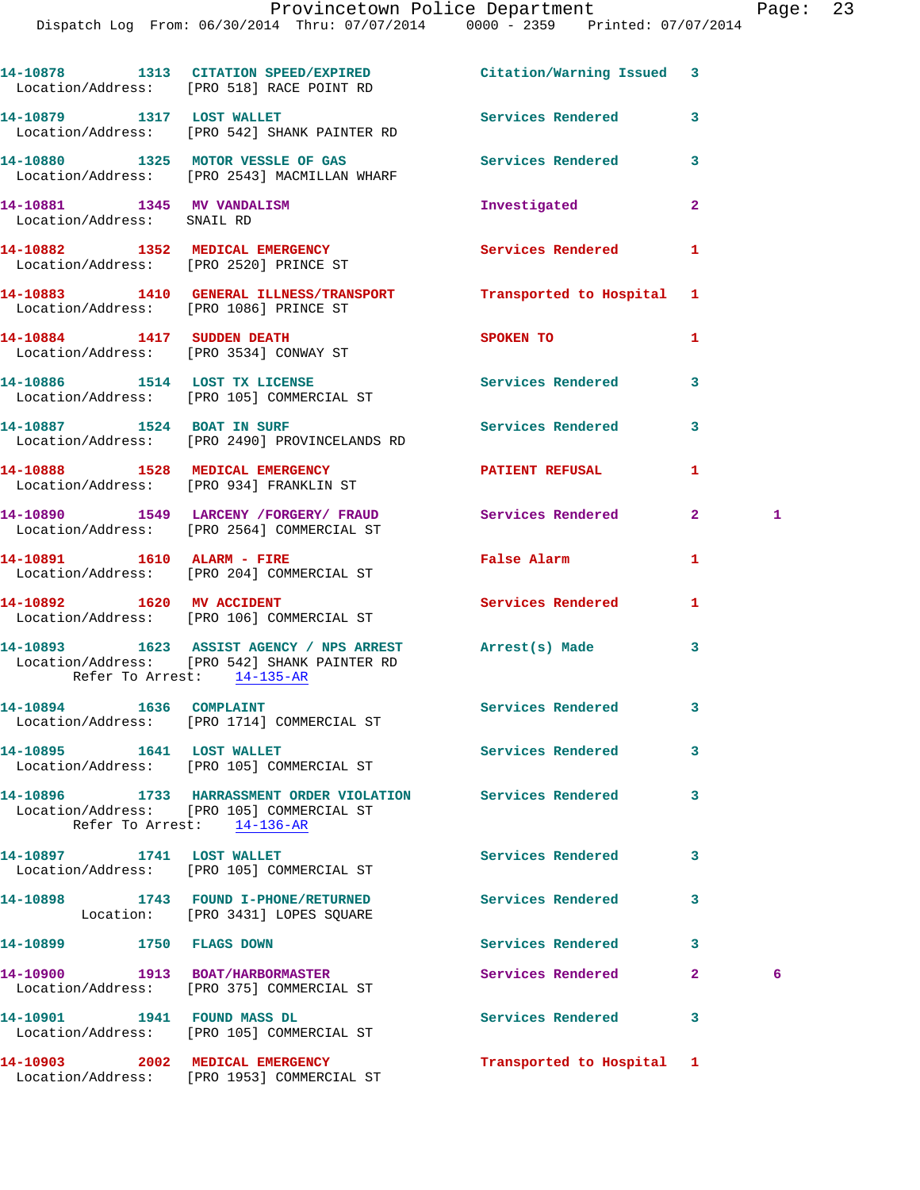14-10878 1313 CITATION SPEED/EXPIRED Citation/Warning Issued 3
Location/Address: [PRO 518] RACE POINT RD

14-10879 1317 LOST WALLET Services Rendered 3
Location/Address: [PRO 542] SHANK PAINTER RD

14-10880 1325 MOTOR VESSLE OF GAS Services Rendered 3
Location/Address: [PRO 2543] MACMILLAN WHARF

14-10881 1345 MV VANDALISM Investigated 2
Location/Address: SNAIL RD

14-10882 1352 MEDICAL EMERGENCY Services Rendered 1
Location/Address: [PRO 2520] PRINCE ST

14-10883 1410 GENERAL ILLNESS/TRANSPORT Transported to Hospital 1
Location/Address: [PRO 1086] PRINCE ST

14-10884 1417 SUDDEN DEATH SPOKEN TO 1
Location/Address: [PRO 3534] CONWAY ST

14-10886 1514 LOST TX LICENSE Services Rendered 3
Location/Address: [PRO 105] COMMERCIAL ST

14-10887 1524 BOAT IN SURF Services Rendered 3
Location/Address: [PRO 2490] PROVINCELANDS RD

14-10888 1528 MEDICAL EMERGENCY PATIENT REFUSAL 1
Location/Address: [PRO 934] FRANKLIN ST

14-10890 1549 LARCENY /FORGERY/ FRAUD Services Rendered 2 1
Location/Address: [PRO 2564] COMMERCIAL ST

14-10891 1610 ALARM - FIRE False Alarm 1
Location/Address: [PRO 204] COMMERCIAL ST

14-10892 1620 MV ACCIDENT Services Rendered 1
Location/Address: [PRO 106] COMMERCIAL ST

14-10893 1623 ASSIST AGENCY / NPS ARREST Arrest(s) Made 3
Location/Address: [PRO 542] SHANK PAINTER RD
Refer To Arrest: 14-135-AR

14-10894 1636 COMPLAINT Services Rendered 3
Location/Address: [PRO 1714] COMMERCIAL ST

14-10895 1641 LOST WALLET Services Rendered 3
Location/Address: [PRO 105] COMMERCIAL ST

14-10896 1733 HARRASSMENT ORDER VIOLATION Services Rendered 3
Location/Address: [PRO 105] COMMERCIAL ST
Refer To Arrest: 14-136-AR

14-10897 1741 LOST WALLET Services Rendered 3
Location/Address: [PRO 105] COMMERCIAL ST

14-10898 1743 FOUND I-PHONE/RETURNED Services Rendered 3
Location: [PRO 3431] LOPES SQUARE

14-10899 1750 FLAGS DOWN Services Rendered 3

14-10900 1913 BOAT/HARBORMASTER Services Rendered 2 6
Location/Address: [PRO 375] COMMERCIAL ST

14-10901 1941 FOUND MASS DL Services Rendered 3
Location/Address: [PRO 105] COMMERCIAL ST

14-10903 2002 MEDICAL EMERGENCY Transported to Hospital 1
Location/Address: [PRO 1953] COMMERCIAL ST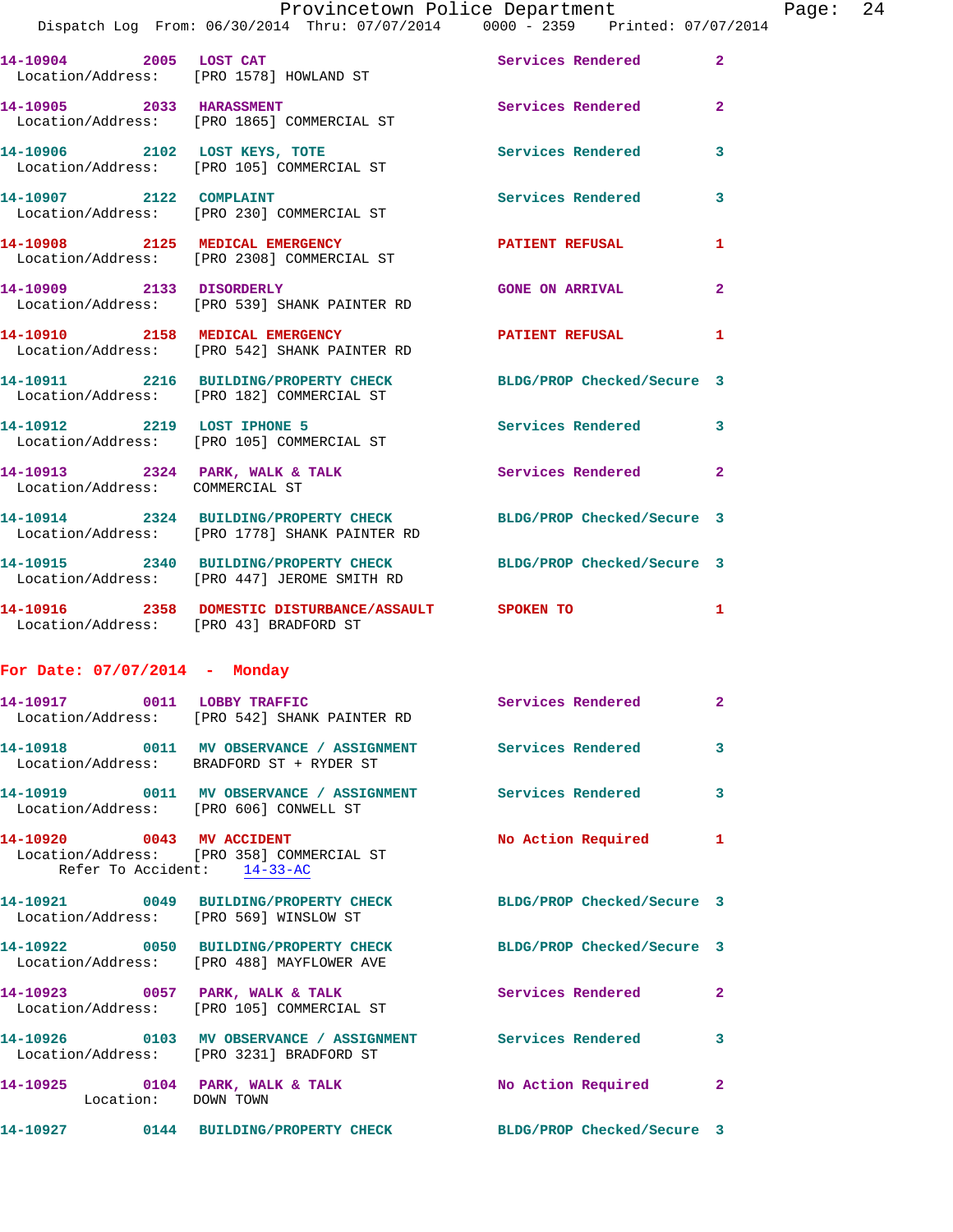14-10904 2005 LOST CAT Services Rendered 2
Location/Address: [PRO 1578] HOWLAND ST

14-10905 2033 HARASSMENT Services Rendered 2
Location/Address: [PRO 1865] COMMERCIAL ST

14-10906 2102 LOST KEYS, TOTE Services Rendered 3
Location/Address: [PRO 105] COMMERCIAL ST

14-10907 2122 COMPLAINT Services Rendered 3
Location/Address: [PRO 230] COMMERCIAL ST

14-10908 2125 MEDICAL EMERGENCY PATIENT REFUSAL 1
Location/Address: [PRO 2308] COMMERCIAL ST

14-10909 2133 DISORDERLY GONE ON ARRIVAL 2
Location/Address: [PRO 539] SHANK PAINTER RD

14-10910 2158 MEDICAL EMERGENCY PATIENT REFUSAL 1
Location/Address: [PRO 542] SHANK PAINTER RD

14-10911 2216 BUILDING/PROPERTY CHECK BLDG/PROP Checked/Secure 3
Location/Address: [PRO 182] COMMERCIAL ST

14-10912 2219 LOST IPHONE 5 Services Rendered 3
Location/Address: [PRO 105] COMMERCIAL ST

14-10913 2324 PARK, WALK & TALK Services Rendered 2
Location/Address: COMMERCIAL ST

14-10914 2324 BUILDING/PROPERTY CHECK BLDG/PROP Checked/Secure 3
Location/Address: [PRO 1778] SHANK PAINTER RD

14-10915 2340 BUILDING/PROPERTY CHECK BLDG/PROP Checked/Secure 3
Location/Address: [PRO 447] JEROME SMITH RD

14-10916 2358 DOMESTIC DISTURBANCE/ASSAULT SPOKEN TO 1
Location/Address: [PRO 43] BRADFORD ST

**For Date: 07/07/2014 - Monday**

14-10917 0011 LOBBY TRAFFIC Services Rendered 2
Location/Address: [PRO 542] SHANK PAINTER RD

14-10918 0011 MV OBSERVANCE / ASSIGNMENT Services Rendered 3
Location/Address: BRADFORD ST + RYDER ST

14-10919 0011 MV OBSERVANCE / ASSIGNMENT Services Rendered 3
Location/Address: [PRO 606] CONWELL ST

14-10920 0043 MV ACCIDENT No Action Required 1
Location/Address: [PRO 358] COMMERCIAL ST
Refer To Accident: 14-33-AC

14-10921 0049 BUILDING/PROPERTY CHECK BLDG/PROP Checked/Secure 3
Location/Address: [PRO 569] WINSLOW ST

14-10922 0050 BUILDING/PROPERTY CHECK BLDG/PROP Checked/Secure 3
Location/Address: [PRO 488] MAYFLOWER AVE

14-10923 0057 PARK, WALK & TALK Services Rendered 2
Location/Address: [PRO 105] COMMERCIAL ST

14-10926 0103 MV OBSERVANCE / ASSIGNMENT Services Rendered 3
Location/Address: [PRO 3231] BRADFORD ST

14-10925 0104 PARK, WALK & TALK No Action Required 2
Location: DOWN TOWN

14-10927 0144 BUILDING/PROPERTY CHECK BLDG/PROP Checked/Secure 3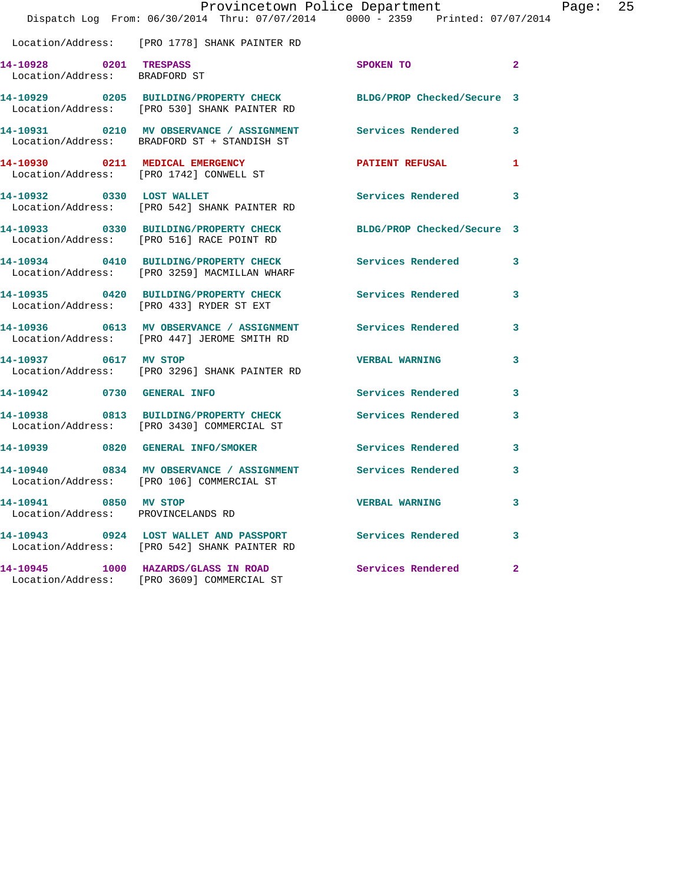Location/Address: [PRO 1778] SHANK PAINTER RD

| | | | | |
|---|---|---|---|---|
| 14-10928 | 0201 | TRESPASS | SPOKEN TO | 2 |
| Location/Address: | BRADFORD ST | | | |
| 14-10929 | 0205 | BUILDING/PROPERTY CHECK | BLDG/PROP Checked/Secure | 3 |
| Location/Address: | [PRO 530] SHANK PAINTER RD | | | |
| 14-10931 | 0210 | MV OBSERVANCE / ASSIGNMENT | Services Rendered | 3 |
| Location/Address: | BRADFORD ST + STANDISH ST | | | |
| 14-10930 | 0211 | MEDICAL EMERGENCY | PATIENT REFUSAL | 1 |
| Location/Address: | [PRO 1742] CONWELL ST | | | |
| 14-10932 | 0330 | LOST WALLET | Services Rendered | 3 |
| Location/Address: | [PRO 542] SHANK PAINTER RD | | | |
| 14-10933 | 0330 | BUILDING/PROPERTY CHECK | BLDG/PROP Checked/Secure | 3 |
| Location/Address: | [PRO 516] RACE POINT RD | | | |
| 14-10934 | 0410 | BUILDING/PROPERTY CHECK | Services Rendered | 3 |
| Location/Address: | [PRO 3259] MACMILLAN WHARF | | | |
| 14-10935 | 0420 | BUILDING/PROPERTY CHECK | Services Rendered | 3 |
| Location/Address: | [PRO 433] RYDER ST EXT | | | |
| 14-10936 | 0613 | MV OBSERVANCE / ASSIGNMENT | Services Rendered | 3 |
| Location/Address: | [PRO 447] JEROME SMITH RD | | | |
| 14-10937 | 0617 | MV STOP | VERBAL WARNING | 3 |
| Location/Address: | [PRO 3296] SHANK PAINTER RD | | | |
| 14-10942 | 0730 | GENERAL INFO | Services Rendered | 3 |
| 14-10938 | 0813 | BUILDING/PROPERTY CHECK | Services Rendered | 3 |
| Location/Address: | [PRO 3430] COMMERCIAL ST | | | |
| 14-10939 | 0820 | GENERAL INFO/SMOKER | Services Rendered | 3 |
| 14-10940 | 0834 | MV OBSERVANCE / ASSIGNMENT | Services Rendered | 3 |
| Location/Address: | [PRO 106] COMMERCIAL ST | | | |
| 14-10941 | 0850 | MV STOP | VERBAL WARNING | 3 |
| Location/Address: | PROVINCELANDS RD | | | |
| 14-10943 | 0924 | LOST WALLET AND PASSPORT | Services Rendered | 3 |
| Location/Address: | [PRO 542] SHANK PAINTER RD | | | |
| 14-10945 | 1000 | HAZARDS/GLASS IN ROAD | Services Rendered | 2 |
| Location/Address: | [PRO 3609] COMMERCIAL ST | | | |